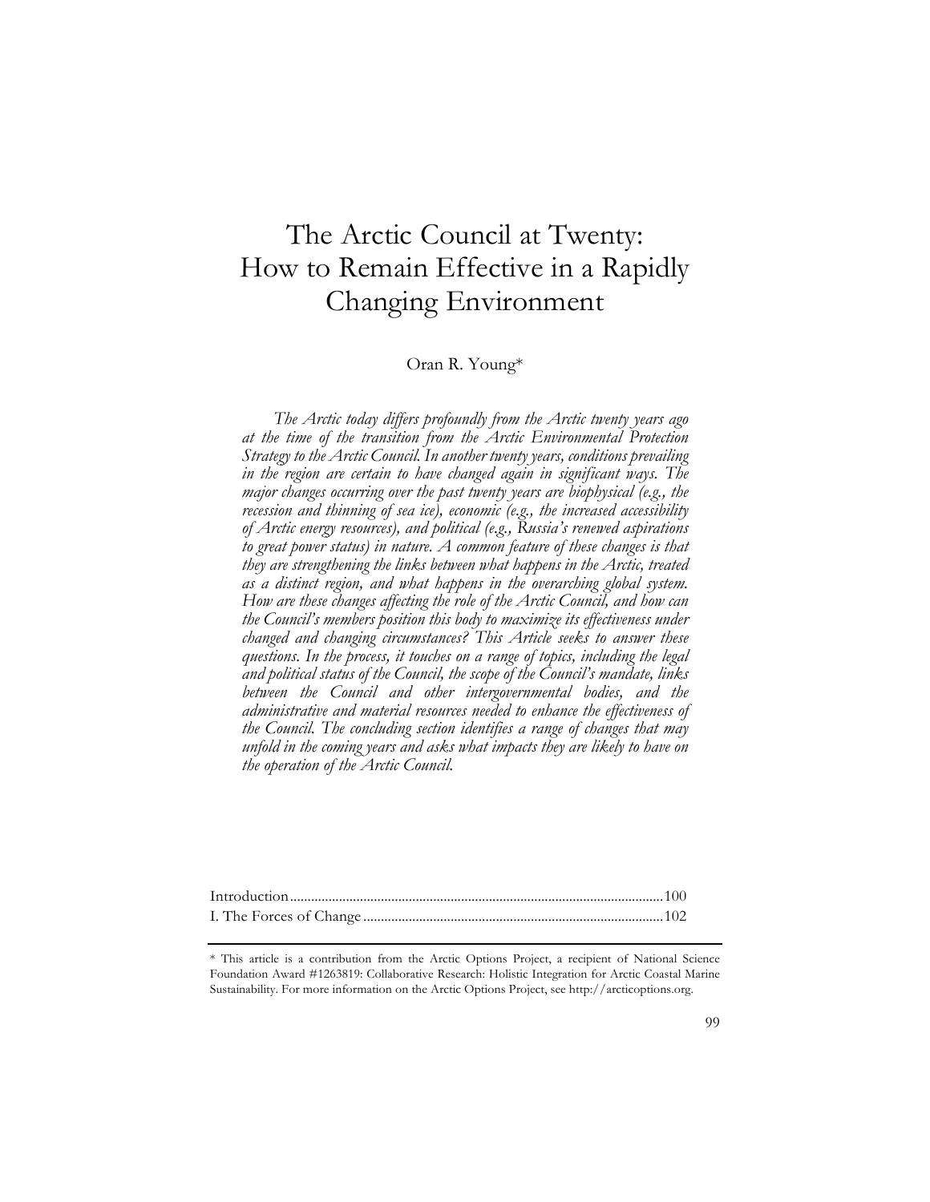# The Arctic Council at Twenty: How to Remain Effective in a Rapidly Changing Environment

Oran R. Young*

*The Arctic today differs profoundly from the Arctic twenty years ago at the time of the transition from the Arctic Environmental Protection Strategy to the Arctic Council. In another twenty years, conditions prevailing in the region are certain to have changed again in significant ways. The major changes occurring over the past twenty years are biophysical (e.g., the recession and thinning of sea ice), economic (e.g., the increased accessibility of Arctic energy resources), and political (e.g., Russia's renewed aspirations to great power status) in nature. A common feature of these changes is that they are strengthening the links between what happens in the Arctic, treated as a distinct region, and what happens in the overarching global system. How are these changes affecting the role of the Arctic Council, and how can the Council's members position this body to maximize its effectiveness under changed and changing circumstances? This Article seeks to answer these questions. In the process, it touches on a range of topics, including the legal and political status of the Council, the scope of the Council's mandate, links between the Council and other intergovernmental bodies, and the administrative and material resources needed to enhance the effectiveness of the Council. The concluding section identifies a range of changes that may unfold in the coming years and asks what impacts they are likely to have on the operation of the Arctic Council.*

Introduction ........................................................................................................100
I. The Forces of Change ....................................................................................102

---

\* This article is a contribution from the Arctic Options Project, a recipient of National Science Foundation Award #1263819: Collaborative Research: Holistic Integration for Arctic Coastal Marine Sustainability. For more information on the Arctic Options Project, see http://arcticoptions.org.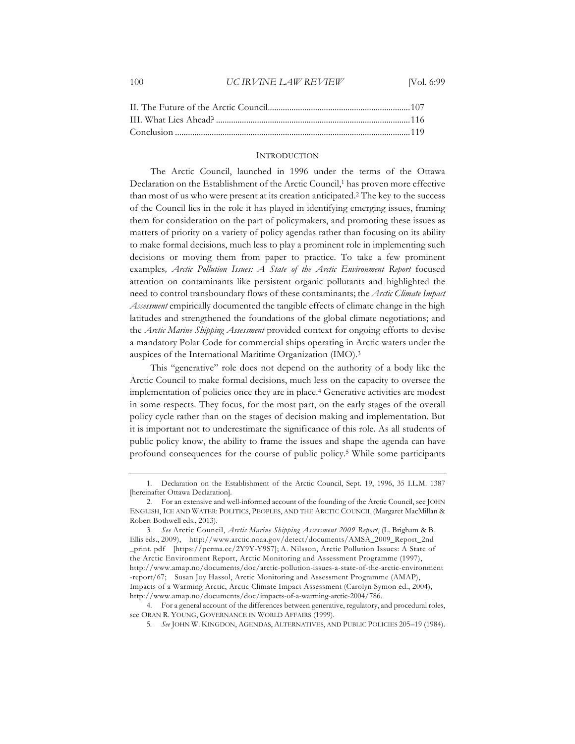| | |
|---|---|
| II. The Future of the Arctic Council | 107 |
| III. What Lies Ahead? | 116 |
| Conclusion | 119 |

## INTRODUCTION

The Arctic Council, launched in 1996 under the terms of the Ottawa Declaration on the Establishment of the Arctic Council,[1] has proven more effective than most of us who were present at its creation anticipated.[2] The key to the success of the Council lies in the role it has played in identifying emerging issues, framing them for consideration on the part of policymakers, and promoting these issues as matters of priority on a variety of policy agendas rather than focusing on its ability to make formal decisions, much less to play a prominent role in implementing such decisions or moving them from paper to practice. To take a few prominent examples*, Arctic Pollution Issues: A State of the Arctic Environment Report* focused attention on contaminants like persistent organic pollutants and highlighted the need to control transboundary flows of these contaminants; the *Arctic Climate Impact Assessment* empirically documented the tangible effects of climate change in the high latitudes and strengthened the foundations of the global climate negotiations; and the *Arctic Marine Shipping Assessment* provided context for ongoing efforts to devise a mandatory Polar Code for commercial ships operating in Arctic waters under the auspices of the International Maritime Organization (IMO).[3]

This "generative" role does not depend on the authority of a body like the Arctic Council to make formal decisions, much less on the capacity to oversee the implementation of policies once they are in place.[4] Generative activities are modest in some respects. They focus, for the most part, on the early stages of the overall policy cycle rather than on the stages of decision making and implementation. But it is important not to underestimate the significance of this role. As all students of public policy know, the ability to frame the issues and shape the agenda can have profound consequences for the course of public policy.[5] While some participants

1. Declaration on the Establishment of the Arctic Council, Sept. 19, 1996, 35 I.L.M. 1387 [hereinafter Ottawa Declaration].

2. For an extensive and well-informed account of the founding of the Arctic Council, see JOHN ENGLISH, ICE AND WATER: POLITICS, PEOPLES, AND THE ARCTIC COUNCIL (Margaret MacMillan & Robert Bothwell eds., 2013).

3. *See* Arctic Council, *Arctic Marine Shipping Assessment 2009 Report*, (L. Brigham & B. Ellis eds., 2009), http://www.arctic.noaa.gov/detect/documents/AMSA_2009_Report_2nd_print.pdf [https://perma.cc/2Y9Y-Y9S7]; A. Nilsson, Arctic Pollution Issues: A State of the Arctic Environment Report, Arctic Monitoring and Assessment Programme (1997), http://www.amap.no/documents/doc/arctic-pollution-issues-a-state-of-the-arctic-environment-report/67; Susan Joy Hassol, Arctic Monitoring and Assessment Programme (AMAP), Impacts of a Warming Arctic, Arctic Climate Impact Assessment (Carolyn Symon ed., 2004), http://www.amap.no/documents/doc/impacts-of-a-warming-arctic-2004/786.

4. For a general account of the differences between generative, regulatory, and procedural roles, see ORAN R. YOUNG, GOVERNANCE IN WORLD AFFAIRS (1999).

5. *See* JOHN W. KINGDON, AGENDAS, ALTERNATIVES, AND PUBLIC POLICIES 205–19 (1984).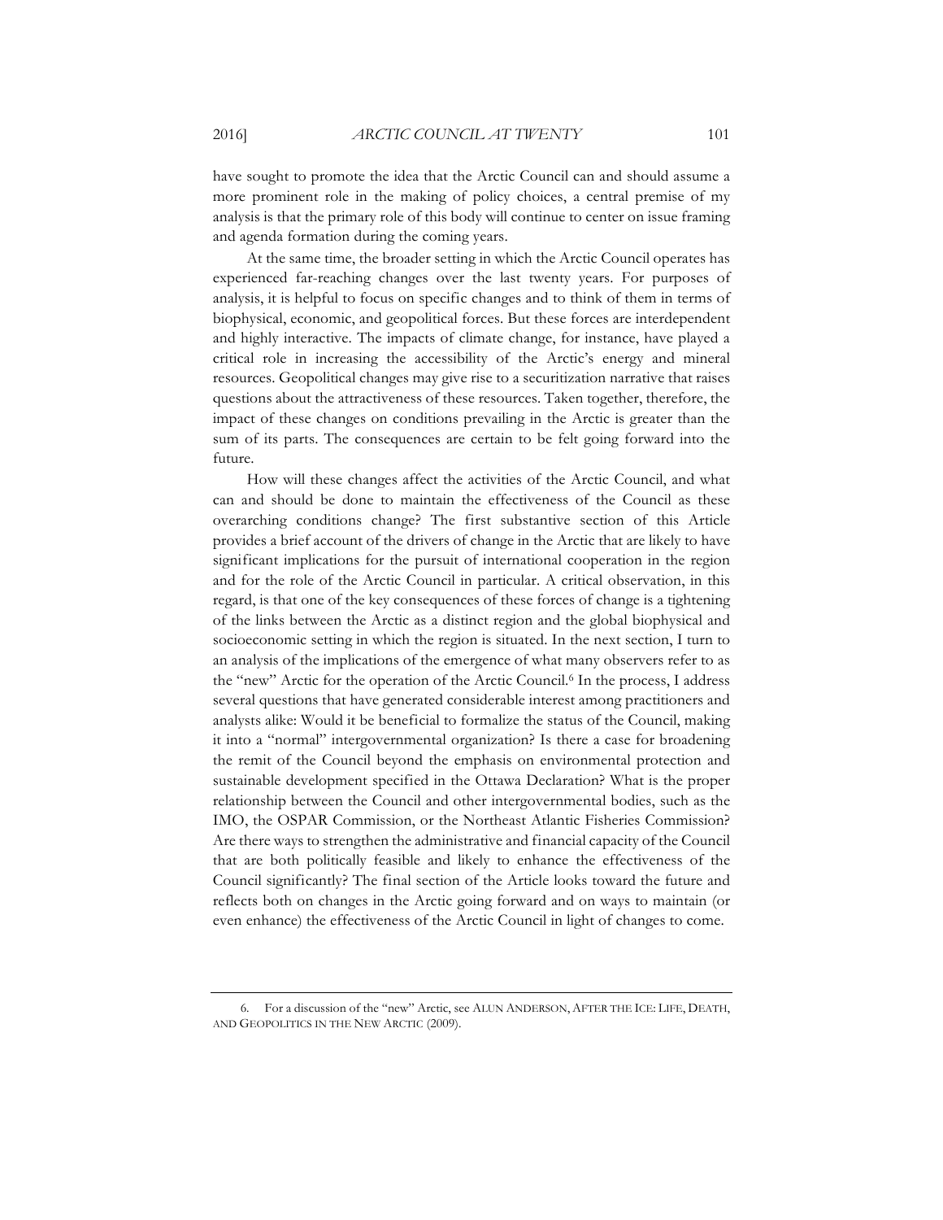have sought to promote the idea that the Arctic Council can and should assume a more prominent role in the making of policy choices, a central premise of my analysis is that the primary role of this body will continue to center on issue framing and agenda formation during the coming years.

At the same time, the broader setting in which the Arctic Council operates has experienced far-reaching changes over the last twenty years. For purposes of analysis, it is helpful to focus on specific changes and to think of them in terms of biophysical, economic, and geopolitical forces. But these forces are interdependent and highly interactive. The impacts of climate change, for instance, have played a critical role in increasing the accessibility of the Arctic's energy and mineral resources. Geopolitical changes may give rise to a securitization narrative that raises questions about the attractiveness of these resources. Taken together, therefore, the impact of these changes on conditions prevailing in the Arctic is greater than the sum of its parts. The consequences are certain to be felt going forward into the future.

How will these changes affect the activities of the Arctic Council, and what can and should be done to maintain the effectiveness of the Council as these overarching conditions change? The first substantive section of this Article provides a brief account of the drivers of change in the Arctic that are likely to have significant implications for the pursuit of international cooperation in the region and for the role of the Arctic Council in particular. A critical observation, in this regard, is that one of the key consequences of these forces of change is a tightening of the links between the Arctic as a distinct region and the global biophysical and socioeconomic setting in which the region is situated. In the next section, I turn to an analysis of the implications of the emergence of what many observers refer to as the "new" Arctic for the operation of the Arctic Council.[6] In the process, I address several questions that have generated considerable interest among practitioners and analysts alike: Would it be beneficial to formalize the status of the Council, making it into a "normal" intergovernmental organization? Is there a case for broadening the remit of the Council beyond the emphasis on environmental protection and sustainable development specified in the Ottawa Declaration? What is the proper relationship between the Council and other intergovernmental bodies, such as the IMO, the OSPAR Commission, or the Northeast Atlantic Fisheries Commission? Are there ways to strengthen the administrative and financial capacity of the Council that are both politically feasible and likely to enhance the effectiveness of the Council significantly? The final section of the Article looks toward the future and reflects both on changes in the Arctic going forward and on ways to maintain (or even enhance) the effectiveness of the Arctic Council in light of changes to come.

---

6. For a discussion of the "new" Arctic, see ALUN ANDERSON, AFTER THE ICE: LIFE, DEATH, AND GEOPOLITICS IN THE NEW ARCTIC (2009).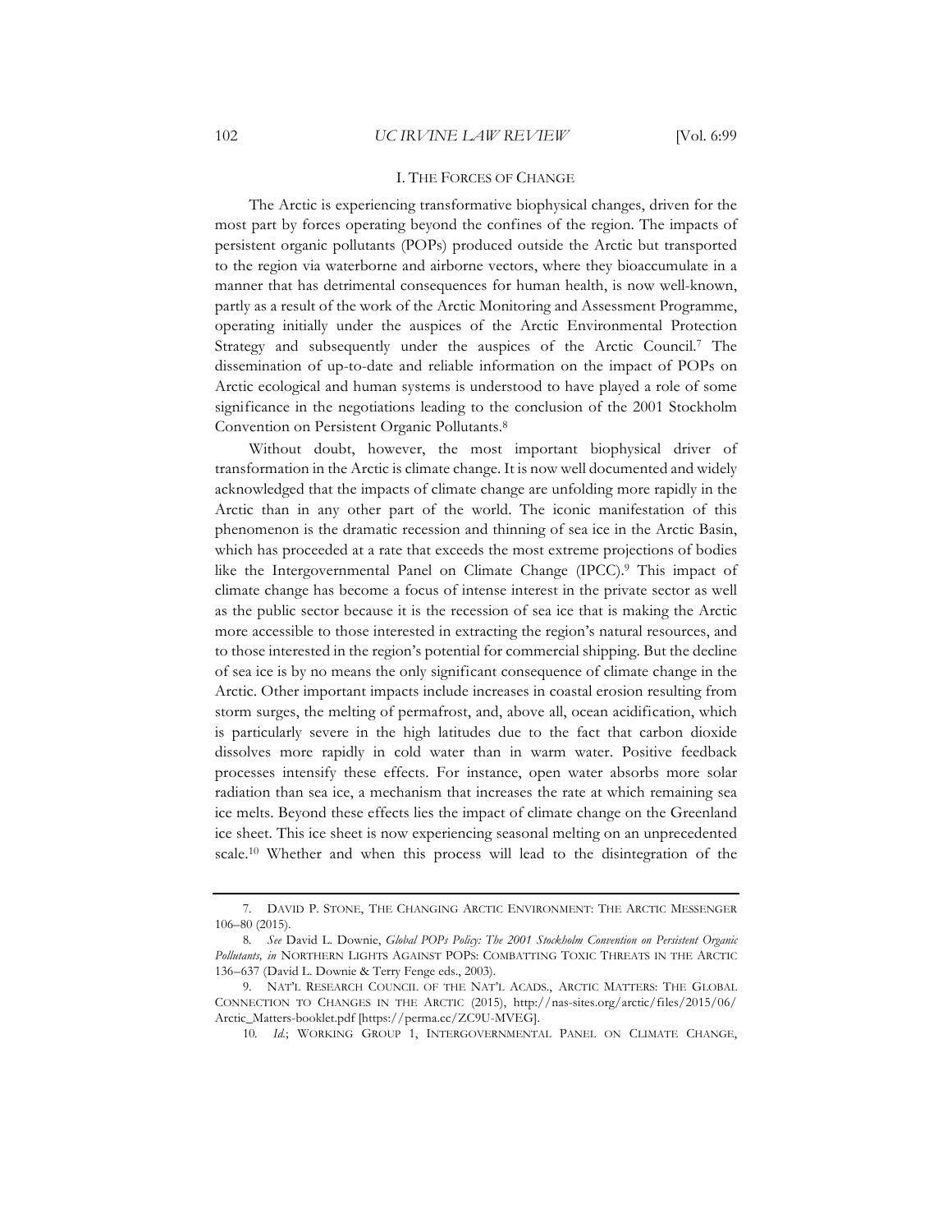## I. THE FORCES OF CHANGE

The Arctic is experiencing transformative biophysical changes, driven for the most part by forces operating beyond the confines of the region. The impacts of persistent organic pollutants (POPs) produced outside the Arctic but transported to the region via waterborne and airborne vectors, where they bioaccumulate in a manner that has detrimental consequences for human health, is now well-known, partly as a result of the work of the Arctic Monitoring and Assessment Programme, operating initially under the auspices of the Arctic Environmental Protection Strategy and subsequently under the auspices of the Arctic Council.[7] The dissemination of up-to-date and reliable information on the impact of POPs on Arctic ecological and human systems is understood to have played a role of some significance in the negotiations leading to the conclusion of the 2001 Stockholm Convention on Persistent Organic Pollutants.[8]

Without doubt, however, the most important biophysical driver of transformation in the Arctic is climate change. It is now well documented and widely acknowledged that the impacts of climate change are unfolding more rapidly in the Arctic than in any other part of the world. The iconic manifestation of this phenomenon is the dramatic recession and thinning of sea ice in the Arctic Basin, which has proceeded at a rate that exceeds the most extreme projections of bodies like the Intergovernmental Panel on Climate Change (IPCC).[9] This impact of climate change has become a focus of intense interest in the private sector as well as the public sector because it is the recession of sea ice that is making the Arctic more accessible to those interested in extracting the region's natural resources, and to those interested in the region's potential for commercial shipping. But the decline of sea ice is by no means the only significant consequence of climate change in the Arctic. Other important impacts include increases in coastal erosion resulting from storm surges, the melting of permafrost, and, above all, ocean acidification, which is particularly severe in the high latitudes due to the fact that carbon dioxide dissolves more rapidly in cold water than in warm water. Positive feedback processes intensify these effects. For instance, open water absorbs more solar radiation than sea ice, a mechanism that increases the rate at which remaining sea ice melts. Beyond these effects lies the impact of climate change on the Greenland ice sheet. This ice sheet is now experiencing seasonal melting on an unprecedented scale.[10] Whether and when this process will lead to the disintegration of the

---

7. DAVID P. STONE, THE CHANGING ARCTIC ENVIRONMENT: THE ARCTIC MESSENGER 106–80 (2015).

8. *See* David L. Downie, *Global POPs Policy: The 2001 Stockholm Convention on Persistent Organic Pollutants, in* NORTHERN LIGHTS AGAINST POPS: COMBATTING TOXIC THREATS IN THE ARCTIC 136–637 (David L. Downie & Terry Fenge eds., 2003).

9. NAT'L RESEARCH COUNCIL OF THE NAT'L ACADS., ARCTIC MATTERS: THE GLOBAL CONNECTION TO CHANGES IN THE ARCTIC (2015), http://nas-sites.org/arctic/files/2015/06/Arctic_Matters-booklet.pdf [https://perma.cc/ZC9U-MVEG].

10. *Id.*; WORKING GROUP 1, INTERGOVERNMENTAL PANEL ON CLIMATE CHANGE,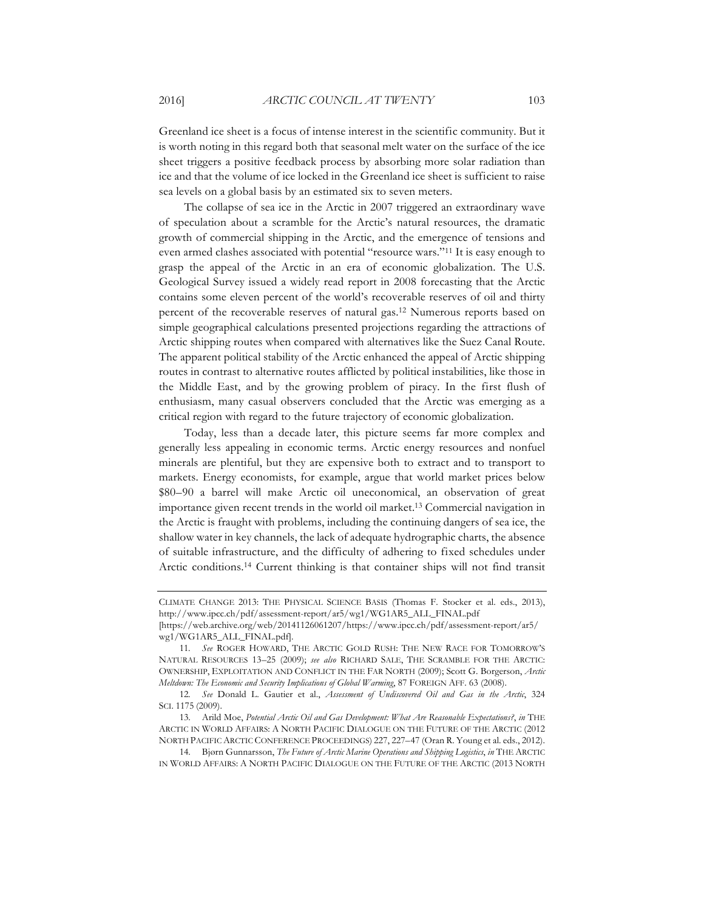Greenland ice sheet is a focus of intense interest in the scientific community. But it is worth noting in this regard both that seasonal melt water on the surface of the ice sheet triggers a positive feedback process by absorbing more solar radiation than ice and that the volume of ice locked in the Greenland ice sheet is sufficient to raise sea levels on a global basis by an estimated six to seven meters.

The collapse of sea ice in the Arctic in 2007 triggered an extraordinary wave of speculation about a scramble for the Arctic's natural resources, the dramatic growth of commercial shipping in the Arctic, and the emergence of tensions and even armed clashes associated with potential "resource wars."[11] It is easy enough to grasp the appeal of the Arctic in an era of economic globalization. The U.S. Geological Survey issued a widely read report in 2008 forecasting that the Arctic contains some eleven percent of the world's recoverable reserves of oil and thirty percent of the recoverable reserves of natural gas.[12] Numerous reports based on simple geographical calculations presented projections regarding the attractions of Arctic shipping routes when compared with alternatives like the Suez Canal Route. The apparent political stability of the Arctic enhanced the appeal of Arctic shipping routes in contrast to alternative routes afflicted by political instabilities, like those in the Middle East, and by the growing problem of piracy. In the first flush of enthusiasm, many casual observers concluded that the Arctic was emerging as a critical region with regard to the future trajectory of economic globalization.

Today, less than a decade later, this picture seems far more complex and generally less appealing in economic terms. Arctic energy resources and nonfuel minerals are plentiful, but they are expensive both to extract and to transport to markets. Energy economists, for example, argue that world market prices below \$80–90 a barrel will make Arctic oil uneconomical, an observation of great importance given recent trends in the world oil market.[13] Commercial navigation in the Arctic is fraught with problems, including the continuing dangers of sea ice, the shallow water in key channels, the lack of adequate hydrographic charts, the absence of suitable infrastructure, and the difficulty of adhering to fixed schedules under Arctic conditions.[14] Current thinking is that container ships will not find transit

---

CLIMATE CHANGE 2013: THE PHYSICAL SCIENCE BASIS (Thomas F. Stocker et al. eds., 2013), http://www.ipcc.ch/pdf/assessment-report/ar5/wg1/WG1AR5_ALL_FINAL.pdf [https://web.archive.org/web/20141126061207/https://www.ipcc.ch/pdf/assessment-report/ar5/wg1/WG1AR5_ALL_FINAL.pdf].

11. *See* ROGER HOWARD, THE ARCTIC GOLD RUSH: THE NEW RACE FOR TOMORROW'S NATURAL RESOURCES 13–25 (2009); *see also* RICHARD SALE, THE SCRAMBLE FOR THE ARCTIC: OWNERSHIP, EXPLOITATION AND CONFLICT IN THE FAR NORTH (2009); Scott G. Borgerson, *Arctic Meltdown: The Economic and Security Implications of Global Warming*, 87 FOREIGN AFF. 63 (2008).

12. *See* Donald L. Gautier et al., *Assessment of Undiscovered Oil and Gas in the Arctic*, 324 SCI. 1175 (2009).

13. Arild Moe, *Potential Arctic Oil and Gas Development: What Are Reasonable Expectations?*, *in* THE ARCTIC IN WORLD AFFAIRS: A NORTH PACIFIC DIALOGUE ON THE FUTURE OF THE ARCTIC (2012 NORTH PACIFIC ARCTIC CONFERENCE PROCEEDINGS) 227, 227–47 (Oran R. Young et al. eds., 2012).

14. Bjørn Gunnarsson, *The Future of Arctic Marine Operations and Shipping Logistics*, *in* THE ARCTIC IN WORLD AFFAIRS: A NORTH PACIFIC DIALOGUE ON THE FUTURE OF THE ARCTIC (2013 NORTH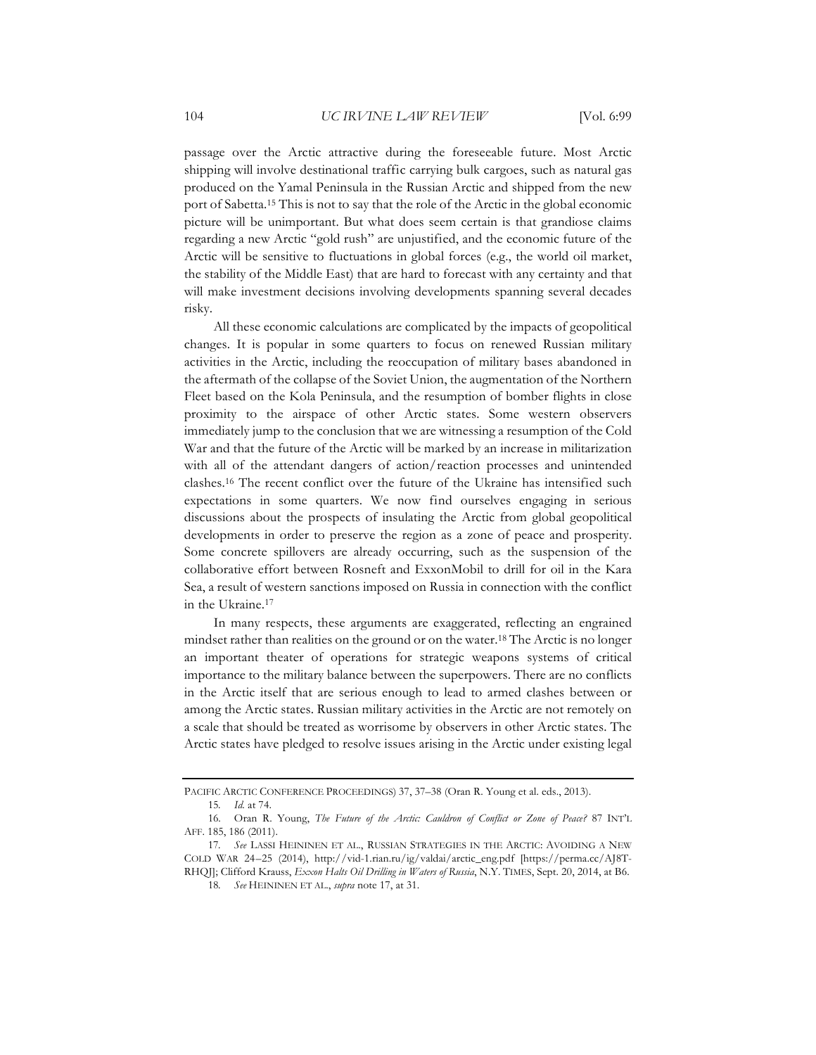passage over the Arctic attractive during the foreseeable future. Most Arctic shipping will involve destinational traffic carrying bulk cargoes, such as natural gas produced on the Yamal Peninsula in the Russian Arctic and shipped from the new port of Sabetta.[15] This is not to say that the role of the Arctic in the global economic picture will be unimportant. But what does seem certain is that grandiose claims regarding a new Arctic "gold rush" are unjustified, and the economic future of the Arctic will be sensitive to fluctuations in global forces (e.g., the world oil market, the stability of the Middle East) that are hard to forecast with any certainty and that will make investment decisions involving developments spanning several decades risky.

All these economic calculations are complicated by the impacts of geopolitical changes. It is popular in some quarters to focus on renewed Russian military activities in the Arctic, including the reoccupation of military bases abandoned in the aftermath of the collapse of the Soviet Union, the augmentation of the Northern Fleet based on the Kola Peninsula, and the resumption of bomber flights in close proximity to the airspace of other Arctic states. Some western observers immediately jump to the conclusion that we are witnessing a resumption of the Cold War and that the future of the Arctic will be marked by an increase in militarization with all of the attendant dangers of action/reaction processes and unintended clashes.[16] The recent conflict over the future of the Ukraine has intensified such expectations in some quarters. We now find ourselves engaging in serious discussions about the prospects of insulating the Arctic from global geopolitical developments in order to preserve the region as a zone of peace and prosperity. Some concrete spillovers are already occurring, such as the suspension of the collaborative effort between Rosneft and ExxonMobil to drill for oil in the Kara Sea, a result of western sanctions imposed on Russia in connection with the conflict in the Ukraine.[17]

In many respects, these arguments are exaggerated, reflecting an engrained mindset rather than realities on the ground or on the water.[18] The Arctic is no longer an important theater of operations for strategic weapons systems of critical importance to the military balance between the superpowers. There are no conflicts in the Arctic itself that are serious enough to lead to armed clashes between or among the Arctic states. Russian military activities in the Arctic are not remotely on a scale that should be treated as worrisome by observers in other Arctic states. The Arctic states have pledged to resolve issues arising in the Arctic under existing legal

---

PACIFIC ARCTIC CONFERENCE PROCEEDINGS) 37, 37–38 (Oran R. Young et al. eds., 2013).

15. *Id.* at 74.

16. Oran R. Young, *The Future of the Arctic: Cauldron of Conflict or Zone of Peace?* 87 INT'L AFF. 185, 186 (2011).

17. *See* LASSI HEININEN ET AL., RUSSIAN STRATEGIES IN THE ARCTIC: AVOIDING A NEW COLD WAR 24–25 (2014), http://vid-1.rian.ru/ig/valdai/arctic_eng.pdf [https://perma.cc/AJ8T-RHQJ]; Clifford Krauss, *Exxon Halts Oil Drilling in Waters of Russia*, N.Y. TIMES, Sept. 20, 2014, at B6.

18. *See* HEININEN ET AL., *supra* note 17, at 31.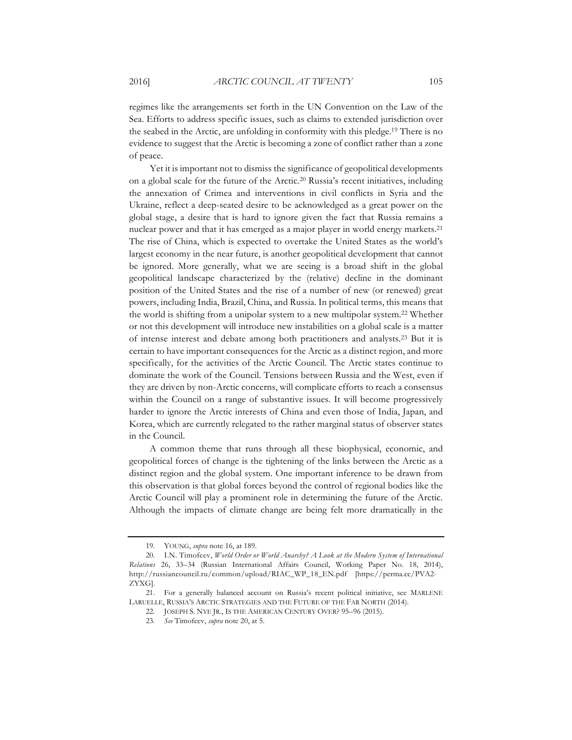regimes like the arrangements set forth in the UN Convention on the Law of the Sea. Efforts to address specific issues, such as claims to extended jurisdiction over the seabed in the Arctic, are unfolding in conformity with this pledge.[19] There is no evidence to suggest that the Arctic is becoming a zone of conflict rather than a zone of peace.

Yet it is important not to dismiss the significance of geopolitical developments on a global scale for the future of the Arctic.[20] Russia's recent initiatives, including the annexation of Crimea and interventions in civil conflicts in Syria and the Ukraine, reflect a deep-seated desire to be acknowledged as a great power on the global stage, a desire that is hard to ignore given the fact that Russia remains a nuclear power and that it has emerged as a major player in world energy markets.[21] The rise of China, which is expected to overtake the United States as the world's largest economy in the near future, is another geopolitical development that cannot be ignored. More generally, what we are seeing is a broad shift in the global geopolitical landscape characterized by the (relative) decline in the dominant position of the United States and the rise of a number of new (or renewed) great powers, including India, Brazil, China, and Russia. In political terms, this means that the world is shifting from a unipolar system to a new multipolar system.[22] Whether or not this development will introduce new instabilities on a global scale is a matter of intense interest and debate among both practitioners and analysts.[23] But it is certain to have important consequences for the Arctic as a distinct region, and more specifically, for the activities of the Arctic Council. The Arctic states continue to dominate the work of the Council. Tensions between Russia and the West, even if they are driven by non-Arctic concerns, will complicate efforts to reach a consensus within the Council on a range of substantive issues. It will become progressively harder to ignore the Arctic interests of China and even those of India, Japan, and Korea, which are currently relegated to the rather marginal status of observer states in the Council.

A common theme that runs through all these biophysical, economic, and geopolitical forces of change is the tightening of the links between the Arctic as a distinct region and the global system. One important inference to be drawn from this observation is that global forces beyond the control of regional bodies like the Arctic Council will play a prominent role in determining the future of the Arctic. Although the impacts of climate change are being felt more dramatically in the

---

19. YOUNG, *supra* note 16, at 189.

20. I.N. Timofeev, *World Order or World Anarchy? A Look at the Modern System of International Relations* 26, 33–34 (Russian International Affairs Council, Working Paper No. 18, 2014), http://russiancouncil.ru/common/upload/RIAC_WP_18_EN.pdf [https://perma.cc/PVA2-ZYXG].

21. For a generally balanced account on Russia's recent political initiative, see MARLENE LARUELLE, RUSSIA'S ARCTIC STRATEGIES AND THE FUTURE OF THE FAR NORTH (2014).

22. JOSEPH S. NYE JR., IS THE AMERICAN CENTURY OVER? 95–96 (2015).

23. *See* Timofeev, *supra* note 20, at 5.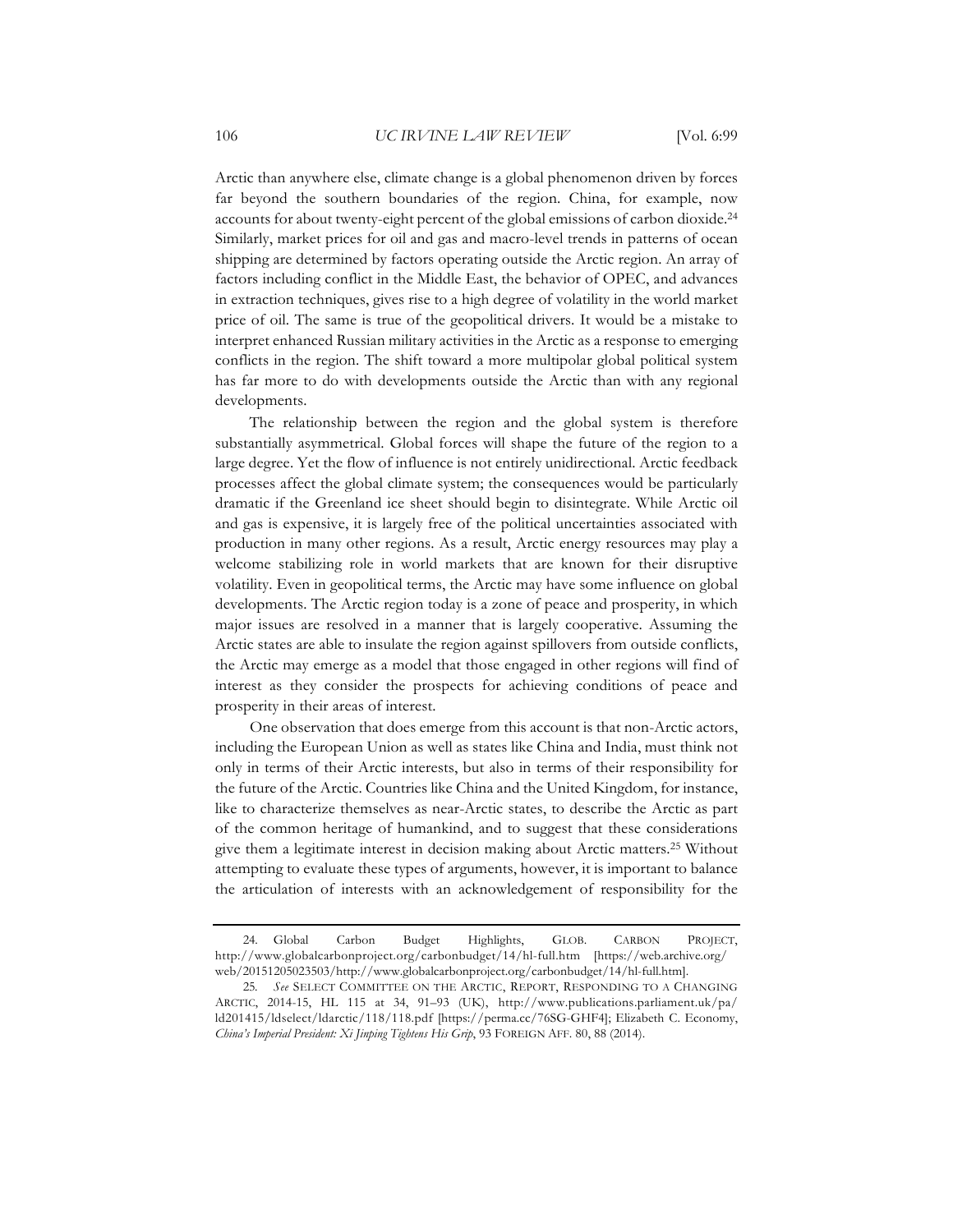Arctic than anywhere else, climate change is a global phenomenon driven by forces far beyond the southern boundaries of the region. China, for example, now accounts for about twenty-eight percent of the global emissions of carbon dioxide.[24] Similarly, market prices for oil and gas and macro-level trends in patterns of ocean shipping are determined by factors operating outside the Arctic region. An array of factors including conflict in the Middle East, the behavior of OPEC, and advances in extraction techniques, gives rise to a high degree of volatility in the world market price of oil. The same is true of the geopolitical drivers. It would be a mistake to interpret enhanced Russian military activities in the Arctic as a response to emerging conflicts in the region. The shift toward a more multipolar global political system has far more to do with developments outside the Arctic than with any regional developments.

The relationship between the region and the global system is therefore substantially asymmetrical. Global forces will shape the future of the region to a large degree. Yet the flow of influence is not entirely unidirectional. Arctic feedback processes affect the global climate system; the consequences would be particularly dramatic if the Greenland ice sheet should begin to disintegrate. While Arctic oil and gas is expensive, it is largely free of the political uncertainties associated with production in many other regions. As a result, Arctic energy resources may play a welcome stabilizing role in world markets that are known for their disruptive volatility. Even in geopolitical terms, the Arctic may have some influence on global developments. The Arctic region today is a zone of peace and prosperity, in which major issues are resolved in a manner that is largely cooperative. Assuming the Arctic states are able to insulate the region against spillovers from outside conflicts, the Arctic may emerge as a model that those engaged in other regions will find of interest as they consider the prospects for achieving conditions of peace and prosperity in their areas of interest.

One observation that does emerge from this account is that non-Arctic actors, including the European Union as well as states like China and India, must think not only in terms of their Arctic interests, but also in terms of their responsibility for the future of the Arctic. Countries like China and the United Kingdom, for instance, like to characterize themselves as near-Arctic states, to describe the Arctic as part of the common heritage of humankind, and to suggest that these considerations give them a legitimate interest in decision making about Arctic matters.[25] Without attempting to evaluate these types of arguments, however, it is important to balance the articulation of interests with an acknowledgement of responsibility for the

---

24. Global Carbon Budget Highlights, GLOB. CARBON PROJECT, http://www.globalcarbonproject.org/carbonbudget/14/hl-full.htm [https://web.archive.org/web/20151205023503/http://www.globalcarbonproject.org/carbonbudget/14/hl-full.htm].

25. *See* SELECT COMMITTEE ON THE ARCTIC, REPORT, RESPONDING TO A CHANGING ARCTIC, 2014-15, HL 115 at 34, 91–93 (UK), http://www.publications.parliament.uk/pa/ld201415/ldselect/ldarctic/118/118.pdf [https://perma.cc/76SG-GHF4]; Elizabeth C. Economy, *China's Imperial President: Xi Jinping Tightens His Grip*, 93 FOREIGN AFF. 80, 88 (2014).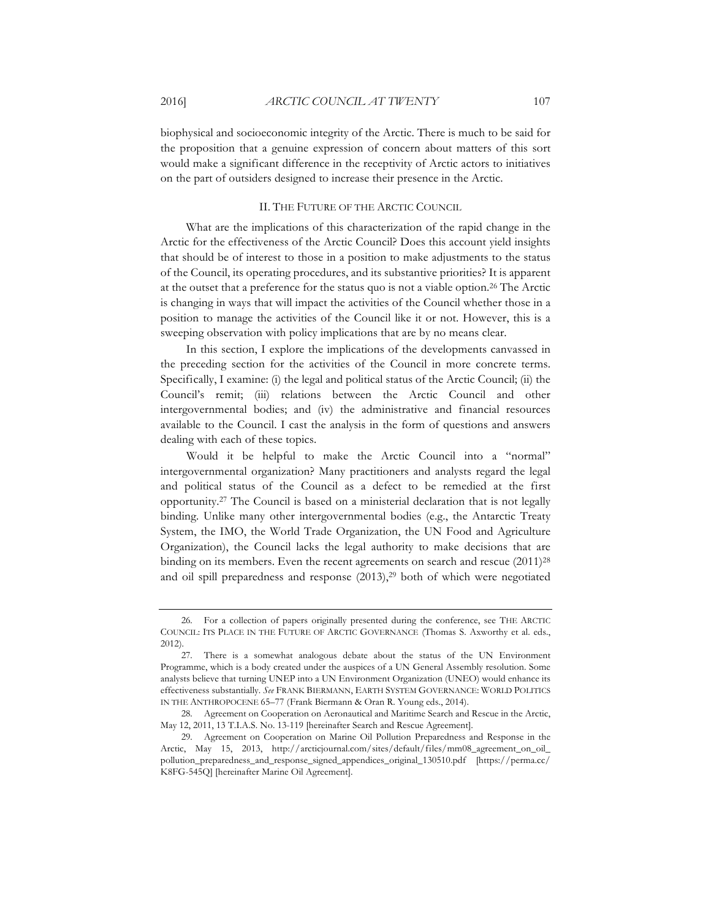biophysical and socioeconomic integrity of the Arctic. There is much to be said for the proposition that a genuine expression of concern about matters of this sort would make a significant difference in the receptivity of Arctic actors to initiatives on the part of outsiders designed to increase their presence in the Arctic.

## II. THE FUTURE OF THE ARCTIC COUNCIL

What are the implications of this characterization of the rapid change in the Arctic for the effectiveness of the Arctic Council? Does this account yield insights that should be of interest to those in a position to make adjustments to the status of the Council, its operating procedures, and its substantive priorities? It is apparent at the outset that a preference for the status quo is not a viable option.[26] The Arctic is changing in ways that will impact the activities of the Council whether those in a position to manage the activities of the Council like it or not. However, this is a sweeping observation with policy implications that are by no means clear.

In this section, I explore the implications of the developments canvassed in the preceding section for the activities of the Council in more concrete terms. Specifically, I examine: (i) the legal and political status of the Arctic Council; (ii) the Council's remit; (iii) relations between the Arctic Council and other intergovernmental bodies; and (iv) the administrative and financial resources available to the Council. I cast the analysis in the form of questions and answers dealing with each of these topics.

Would it be helpful to make the Arctic Council into a "normal" intergovernmental organization? Many practitioners and analysts regard the legal and political status of the Council as a defect to be remedied at the first opportunity.[27] The Council is based on a ministerial declaration that is not legally binding. Unlike many other intergovernmental bodies (e.g., the Antarctic Treaty System, the IMO, the World Trade Organization, the UN Food and Agriculture Organization), the Council lacks the legal authority to make decisions that are binding on its members. Even the recent agreements on search and rescue (2011)[28] and oil spill preparedness and response (2013),[29] both of which were negotiated

---

26. For a collection of papers originally presented during the conference, see THE ARCTIC COUNCIL: ITS PLACE IN THE FUTURE OF ARCTIC GOVERNANCE (Thomas S. Axworthy et al. eds., 2012).

27. There is a somewhat analogous debate about the status of the UN Environment Programme, which is a body created under the auspices of a UN General Assembly resolution. Some analysts believe that turning UNEP into a UN Environment Organization (UNEO) would enhance its effectiveness substantially. *See* FRANK BIERMANN, EARTH SYSTEM GOVERNANCE: WORLD POLITICS IN THE ANTHROPOCENE 65–77 (Frank Biermann & Oran R. Young eds., 2014).

28. Agreement on Cooperation on Aeronautical and Maritime Search and Rescue in the Arctic, May 12, 2011, 13 T.I.A.S. No. 13-119 [hereinafter Search and Rescue Agreement].

29. Agreement on Cooperation on Marine Oil Pollution Preparedness and Response in the Arctic, May 15, 2013, http://arcticjournal.com/sites/default/files/mm08_agreement_on_oil_pollution_preparedness_and_response_signed_appendices_original_130510.pdf [https://perma.cc/K8FG-545Q] [hereinafter Marine Oil Agreement].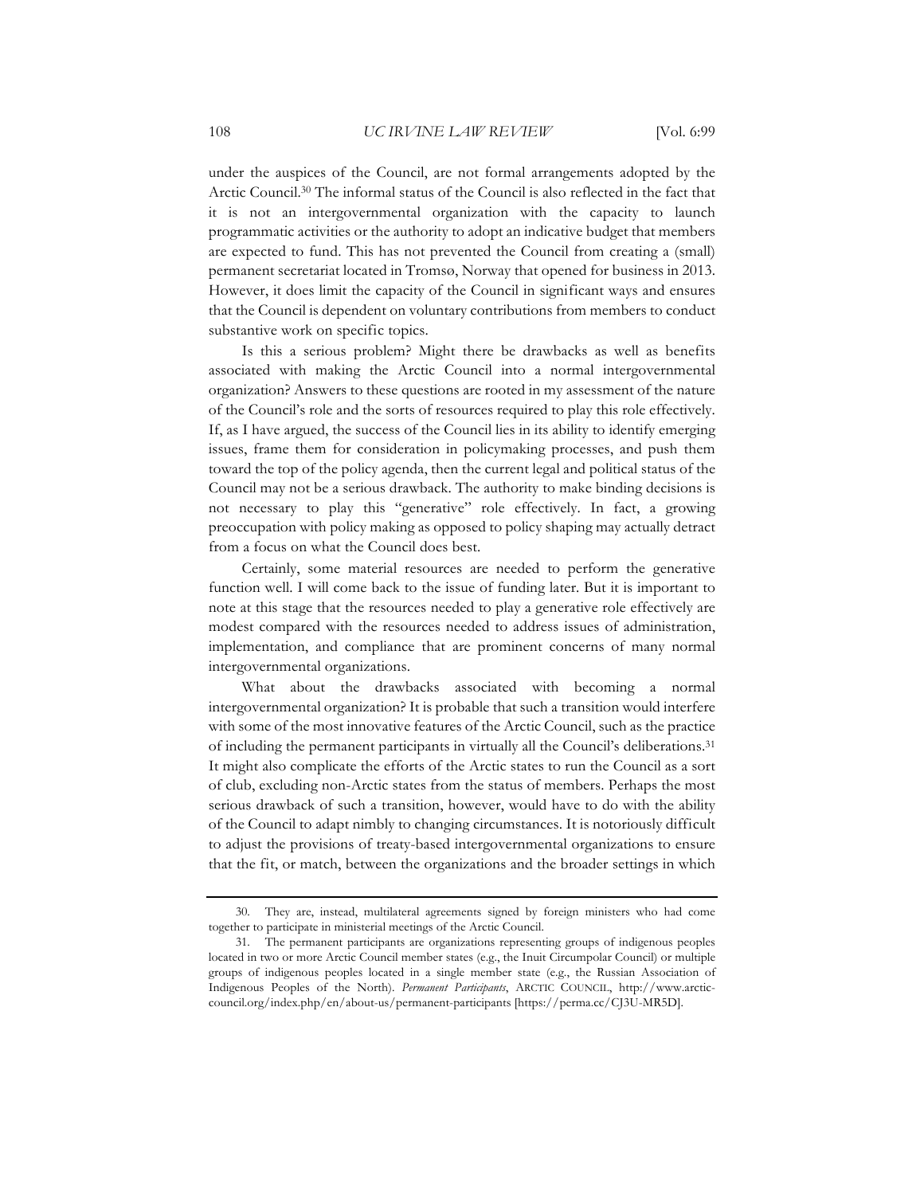under the auspices of the Council, are not formal arrangements adopted by the Arctic Council.[30] The informal status of the Council is also reflected in the fact that it is not an intergovernmental organization with the capacity to launch programmatic activities or the authority to adopt an indicative budget that members are expected to fund. This has not prevented the Council from creating a (small) permanent secretariat located in Tromsø, Norway that opened for business in 2013. However, it does limit the capacity of the Council in significant ways and ensures that the Council is dependent on voluntary contributions from members to conduct substantive work on specific topics.

Is this a serious problem? Might there be drawbacks as well as benefits associated with making the Arctic Council into a normal intergovernmental organization? Answers to these questions are rooted in my assessment of the nature of the Council's role and the sorts of resources required to play this role effectively. If, as I have argued, the success of the Council lies in its ability to identify emerging issues, frame them for consideration in policymaking processes, and push them toward the top of the policy agenda, then the current legal and political status of the Council may not be a serious drawback. The authority to make binding decisions is not necessary to play this "generative" role effectively. In fact, a growing preoccupation with policy making as opposed to policy shaping may actually detract from a focus on what the Council does best.

Certainly, some material resources are needed to perform the generative function well. I will come back to the issue of funding later. But it is important to note at this stage that the resources needed to play a generative role effectively are modest compared with the resources needed to address issues of administration, implementation, and compliance that are prominent concerns of many normal intergovernmental organizations.

What about the drawbacks associated with becoming a normal intergovernmental organization? It is probable that such a transition would interfere with some of the most innovative features of the Arctic Council, such as the practice of including the permanent participants in virtually all the Council's deliberations.[31] It might also complicate the efforts of the Arctic states to run the Council as a sort of club, excluding non-Arctic states from the status of members. Perhaps the most serious drawback of such a transition, however, would have to do with the ability of the Council to adapt nimbly to changing circumstances. It is notoriously difficult to adjust the provisions of treaty-based intergovernmental organizations to ensure that the fit, or match, between the organizations and the broader settings in which

---

30. They are, instead, multilateral agreements signed by foreign ministers who had come together to participate in ministerial meetings of the Arctic Council.

31. The permanent participants are organizations representing groups of indigenous peoples located in two or more Arctic Council member states (e.g., the Inuit Circumpolar Council) or multiple groups of indigenous peoples located in a single member state (e.g., the Russian Association of Indigenous Peoples of the North). *Permanent Participants*, ARCTIC COUNCIL, http://www.arctic-council.org/index.php/en/about-us/permanent-participants [https://perma.cc/CJ3U-MR5D].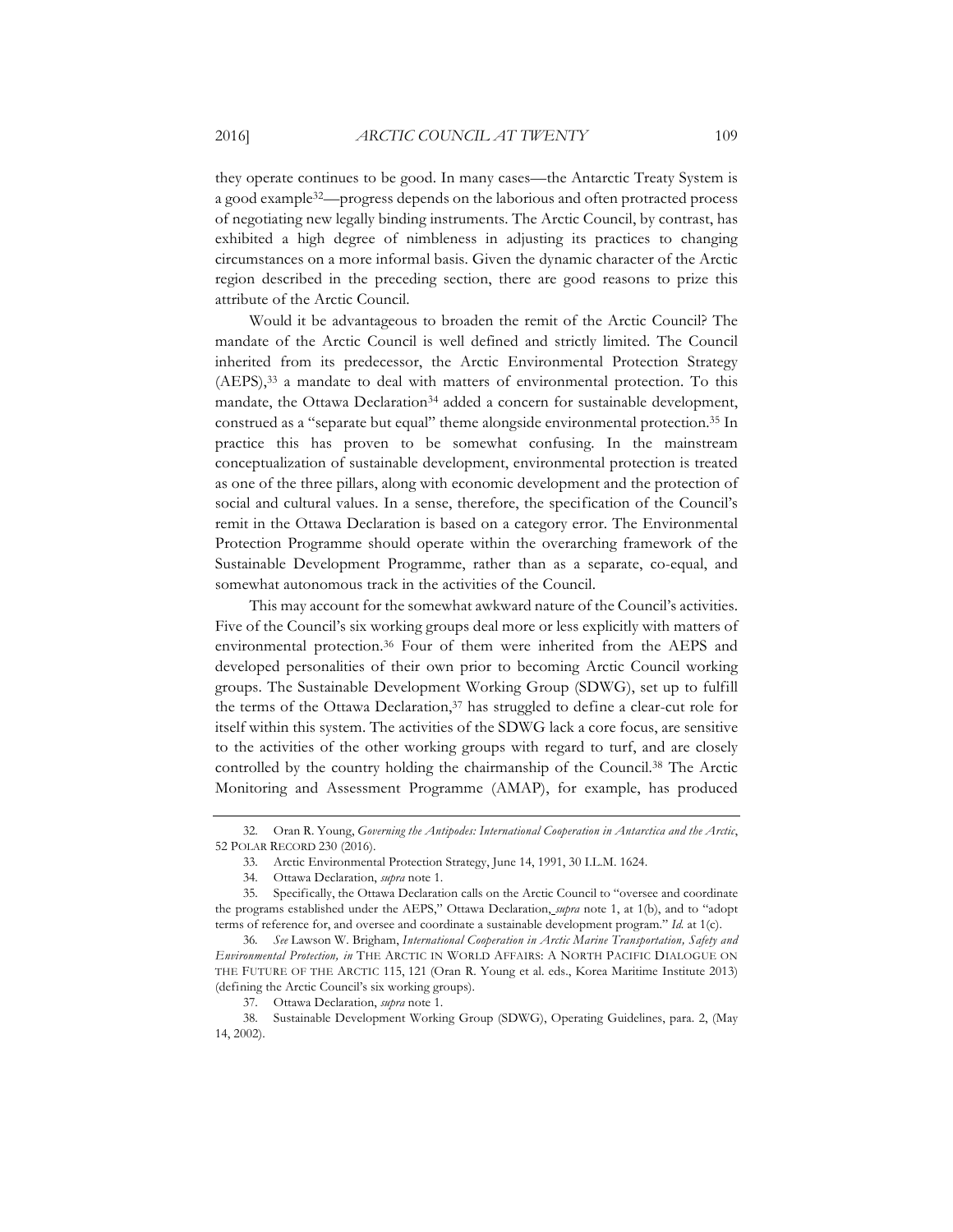they operate continues to be good. In many cases—the Antarctic Treaty System is a good example[32]—progress depends on the laborious and often protracted process of negotiating new legally binding instruments. The Arctic Council, by contrast, has exhibited a high degree of nimbleness in adjusting its practices to changing circumstances on a more informal basis. Given the dynamic character of the Arctic region described in the preceding section, there are good reasons to prize this attribute of the Arctic Council.

Would it be advantageous to broaden the remit of the Arctic Council? The mandate of the Arctic Council is well defined and strictly limited. The Council inherited from its predecessor, the Arctic Environmental Protection Strategy (AEPS),[33] a mandate to deal with matters of environmental protection. To this mandate, the Ottawa Declaration[34] added a concern for sustainable development, construed as a "separate but equal" theme alongside environmental protection.[35] In practice this has proven to be somewhat confusing. In the mainstream conceptualization of sustainable development, environmental protection is treated as one of the three pillars, along with economic development and the protection of social and cultural values. In a sense, therefore, the specification of the Council's remit in the Ottawa Declaration is based on a category error. The Environmental Protection Programme should operate within the overarching framework of the Sustainable Development Programme, rather than as a separate, co-equal, and somewhat autonomous track in the activities of the Council.

This may account for the somewhat awkward nature of the Council's activities. Five of the Council's six working groups deal more or less explicitly with matters of environmental protection.[36] Four of them were inherited from the AEPS and developed personalities of their own prior to becoming Arctic Council working groups. The Sustainable Development Working Group (SDWG), set up to fulfill the terms of the Ottawa Declaration,[37] has struggled to define a clear-cut role for itself within this system. The activities of the SDWG lack a core focus, are sensitive to the activities of the other working groups with regard to turf, and are closely controlled by the country holding the chairmanship of the Council.[38] The Arctic Monitoring and Assessment Programme (AMAP), for example, has produced

---

32. Oran R. Young, *Governing the Antipodes: International Cooperation in Antarctica and the Arctic*, 52 POLAR RECORD 230 (2016).

33. Arctic Environmental Protection Strategy, June 14, 1991, 30 I.L.M. 1624.

34. Ottawa Declaration, *supra* note 1.

35. Specifically, the Ottawa Declaration calls on the Arctic Council to "oversee and coordinate the programs established under the AEPS," Ottawa Declaration, *supra* note 1, at 1(b), and to "adopt terms of reference for, and oversee and coordinate a sustainable development program." *Id.* at 1(c).

36. *See* Lawson W. Brigham, *International Cooperation in Arctic Marine Transportation, Safety and Environmental Protection, in* THE ARCTIC IN WORLD AFFAIRS: A NORTH PACIFIC DIALOGUE ON THE FUTURE OF THE ARCTIC 115, 121 (Oran R. Young et al. eds., Korea Maritime Institute 2013) (defining the Arctic Council's six working groups).

37. Ottawa Declaration, *supra* note 1.

38. Sustainable Development Working Group (SDWG), Operating Guidelines, para. 2, (May 14, 2002).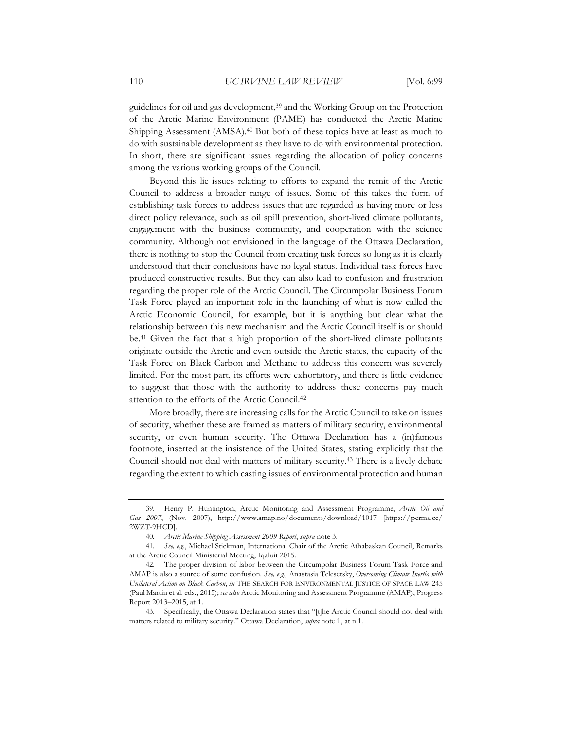guidelines for oil and gas development,[39] and the Working Group on the Protection of the Arctic Marine Environment (PAME) has conducted the Arctic Marine Shipping Assessment (AMSA).[40] But both of these topics have at least as much to do with sustainable development as they have to do with environmental protection. In short, there are significant issues regarding the allocation of policy concerns among the various working groups of the Council.

Beyond this lie issues relating to efforts to expand the remit of the Arctic Council to address a broader range of issues. Some of this takes the form of establishing task forces to address issues that are regarded as having more or less direct policy relevance, such as oil spill prevention, short-lived climate pollutants, engagement with the business community, and cooperation with the science community. Although not envisioned in the language of the Ottawa Declaration, there is nothing to stop the Council from creating task forces so long as it is clearly understood that their conclusions have no legal status. Individual task forces have produced constructive results. But they can also lead to confusion and frustration regarding the proper role of the Arctic Council. The Circumpolar Business Forum Task Force played an important role in the launching of what is now called the Arctic Economic Council, for example, but it is anything but clear what the relationship between this new mechanism and the Arctic Council itself is or should be.[41] Given the fact that a high proportion of the short-lived climate pollutants originate outside the Arctic and even outside the Arctic states, the capacity of the Task Force on Black Carbon and Methane to address this concern was severely limited. For the most part, its efforts were exhortatory, and there is little evidence to suggest that those with the authority to address these concerns pay much attention to the efforts of the Arctic Council.[42]

More broadly, there are increasing calls for the Arctic Council to take on issues of security, whether these are framed as matters of military security, environmental security, or even human security. The Ottawa Declaration has a (in)famous footnote, inserted at the insistence of the United States, stating explicitly that the Council should not deal with matters of military security.[43] There is a lively debate regarding the extent to which casting issues of environmental protection and human

---

39. Henry P. Huntington, Arctic Monitoring and Assessment Programme, *Arctic Oil and Gas 2007*, (Nov. 2007), http://www.amap.no/documents/download/1017 [https://perma.cc/2WZT-9HCD].

40. *Arctic Marine Shipping Assessment 2009 Report*, *supra* note 3.

41. *See, e.g.*, Michael Stickman, International Chair of the Arctic Athabaskan Council, Remarks at the Arctic Council Ministerial Meeting, Iqaluit 2015.

42. The proper division of labor between the Circumpolar Business Forum Task Force and AMAP is also a source of some confusion. *See, e.g.*, Anastasia Telesetsky, *Overcoming Climate Inertia with Unilateral Action on Black Carbon*, *in* THE SEARCH FOR ENVIRONMENTAL JUSTICE OF SPACE LAW 245 (Paul Martin et al. eds., 2015); *see also* Arctic Monitoring and Assessment Programme (AMAP), Progress Report 2013–2015, at 1.

43. Specifically, the Ottawa Declaration states that "[t]he Arctic Council should not deal with matters related to military security." Ottawa Declaration, *supra* note 1, at n.1.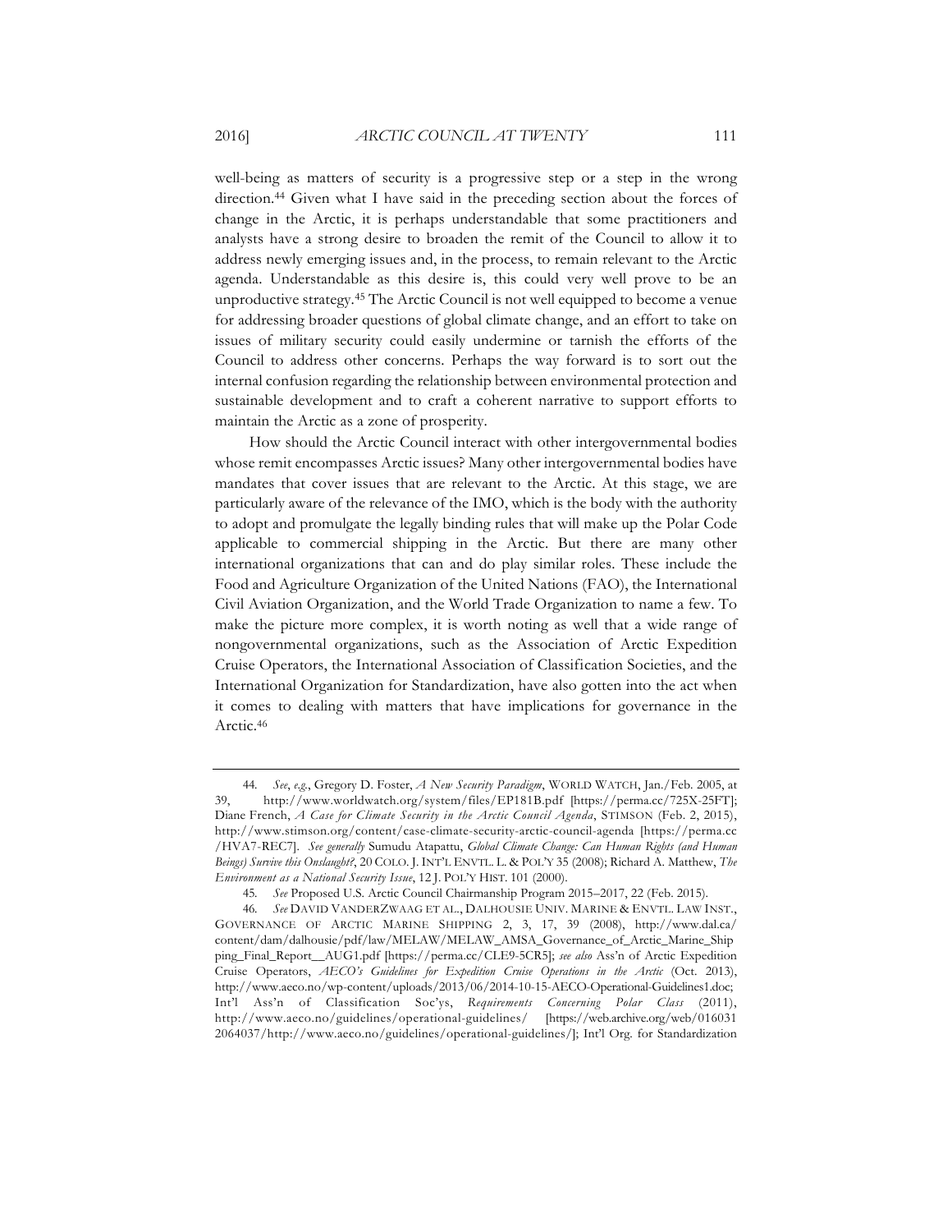well-being as matters of security is a progressive step or a step in the wrong direction.[44] Given what I have said in the preceding section about the forces of change in the Arctic, it is perhaps understandable that some practitioners and analysts have a strong desire to broaden the remit of the Council to allow it to address newly emerging issues and, in the process, to remain relevant to the Arctic agenda. Understandable as this desire is, this could very well prove to be an unproductive strategy.[45] The Arctic Council is not well equipped to become a venue for addressing broader questions of global climate change, and an effort to take on issues of military security could easily undermine or tarnish the efforts of the Council to address other concerns. Perhaps the way forward is to sort out the internal confusion regarding the relationship between environmental protection and sustainable development and to craft a coherent narrative to support efforts to maintain the Arctic as a zone of prosperity.

How should the Arctic Council interact with other intergovernmental bodies whose remit encompasses Arctic issues? Many other intergovernmental bodies have mandates that cover issues that are relevant to the Arctic. At this stage, we are particularly aware of the relevance of the IMO, which is the body with the authority to adopt and promulgate the legally binding rules that will make up the Polar Code applicable to commercial shipping in the Arctic. But there are many other international organizations that can and do play similar roles. These include the Food and Agriculture Organization of the United Nations (FAO), the International Civil Aviation Organization, and the World Trade Organization to name a few. To make the picture more complex, it is worth noting as well that a wide range of nongovernmental organizations, such as the Association of Arctic Expedition Cruise Operators, the International Association of Classification Societies, and the International Organization for Standardization, have also gotten into the act when it comes to dealing with matters that have implications for governance in the Arctic.[46]

---

44. *See, e.g.*, Gregory D. Foster, *A New Security Paradigm*, WORLD WATCH, Jan./Feb. 2005, at 39, http://www.worldwatch.org/system/files/EP181B.pdf [https://perma.cc/725X-25FT]; Diane French, *A Case for Climate Security in the Arctic Council Agenda*, STIMSON (Feb. 2, 2015), http://www.stimson.org/content/case-climate-security-arctic-council-agenda [https://perma.cc/HVA7-REC7]. *See generally* Sumudu Atapattu, *Global Climate Change: Can Human Rights (and Human Beings) Survive this Onslaught?*, 20 COLO. J. INT'L ENVTL. L. & POL'Y 35 (2008); Richard A. Matthew, *The Environment as a National Security Issue*, 12 J. POL'Y HIST. 101 (2000).

45. *See* Proposed U.S. Arctic Council Chairmanship Program 2015–2017, 22 (Feb. 2015).

46. *See* DAVID VANDERZWAAG ET AL., DALHOUSIE UNIV. MARINE & ENVTL. LAW INST., GOVERNANCE OF ARCTIC MARINE SHIPPING 2, 3, 17, 39 (2008), http://www.dal.ca/content/dam/dalhousie/pdf/law/MELAW/MELAW_AMSA_Governance_of_Arctic_Marine_Shipping_Final_Report__AUG1.pdf [https://perma.cc/CLE9-5CR5]; *see also* Ass'n of Arctic Expedition Cruise Operators, *AECO's Guidelines for Expedition Cruise Operations in the Arctic* (Oct. 2013), http://www.aeco.no/wp-content/uploads/2013/06/2014-10-15-AECO-Operational-Guidelines1.doc; Int'l Ass'n of Classification Soc'ys, *Requirements Concerning Polar Class* (2011), http://www.aeco.no/guidelines/operational-guidelines/ [https://web.archive.org/web/0160312064037/http://www.aeco.no/guidelines/operational-guidelines/]; Int'l Org. for Standardization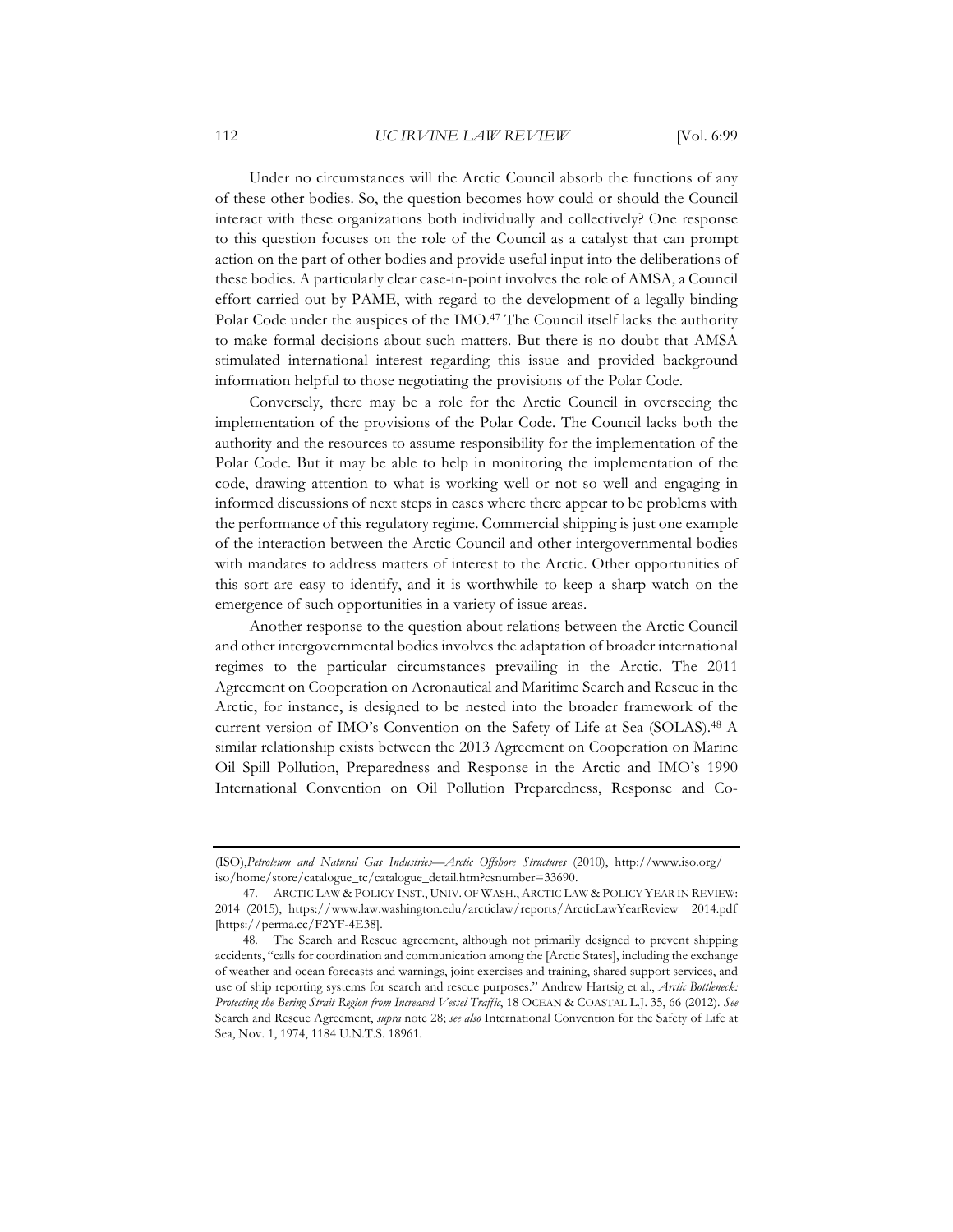Under no circumstances will the Arctic Council absorb the functions of any of these other bodies. So, the question becomes how could or should the Council interact with these organizations both individually and collectively? One response to this question focuses on the role of the Council as a catalyst that can prompt action on the part of other bodies and provide useful input into the deliberations of these bodies. A particularly clear case-in-point involves the role of AMSA, a Council effort carried out by PAME, with regard to the development of a legally binding Polar Code under the auspices of the IMO.[47] The Council itself lacks the authority to make formal decisions about such matters. But there is no doubt that AMSA stimulated international interest regarding this issue and provided background information helpful to those negotiating the provisions of the Polar Code.

Conversely, there may be a role for the Arctic Council in overseeing the implementation of the provisions of the Polar Code. The Council lacks both the authority and the resources to assume responsibility for the implementation of the Polar Code. But it may be able to help in monitoring the implementation of the code, drawing attention to what is working well or not so well and engaging in informed discussions of next steps in cases where there appear to be problems with the performance of this regulatory regime. Commercial shipping is just one example of the interaction between the Arctic Council and other intergovernmental bodies with mandates to address matters of interest to the Arctic. Other opportunities of this sort are easy to identify, and it is worthwhile to keep a sharp watch on the emergence of such opportunities in a variety of issue areas.

Another response to the question about relations between the Arctic Council and other intergovernmental bodies involves the adaptation of broader international regimes to the particular circumstances prevailing in the Arctic. The 2011 Agreement on Cooperation on Aeronautical and Maritime Search and Rescue in the Arctic, for instance, is designed to be nested into the broader framework of the current version of IMO's Convention on the Safety of Life at Sea (SOLAS).[48] A similar relationship exists between the 2013 Agreement on Cooperation on Marine Oil Spill Pollution, Preparedness and Response in the Arctic and IMO's 1990 International Convention on Oil Pollution Preparedness, Response and Co-

---

(ISO), *Petroleum and Natural Gas Industries—Arctic Offshore Structures* (2010), http://www.iso.org/iso/home/store/catalogue_tc/catalogue_detail.htm?csnumber=33690.

47. ARCTIC LAW & POLICY INST., UNIV. OF WASH., ARCTIC LAW & POLICY YEAR IN REVIEW: 2014 (2015), https://www.law.washington.edu/arcticlaw/reports/ArcticLawYearReview 2014.pdf [https://perma.cc/F2YF-4E38].

48. The Search and Rescue agreement, although not primarily designed to prevent shipping accidents, "calls for coordination and communication among the [Arctic States], including the exchange of weather and ocean forecasts and warnings, joint exercises and training, shared support services, and use of ship reporting systems for search and rescue purposes." Andrew Hartsig et al., *Arctic Bottleneck: Protecting the Bering Strait Region from Increased Vessel Traffic*, 18 OCEAN & COASTAL L.J. 35, 66 (2012). *See* Search and Rescue Agreement, *supra* note 28; *see also* International Convention for the Safety of Life at Sea, Nov. 1, 1974, 1184 U.N.T.S. 18961.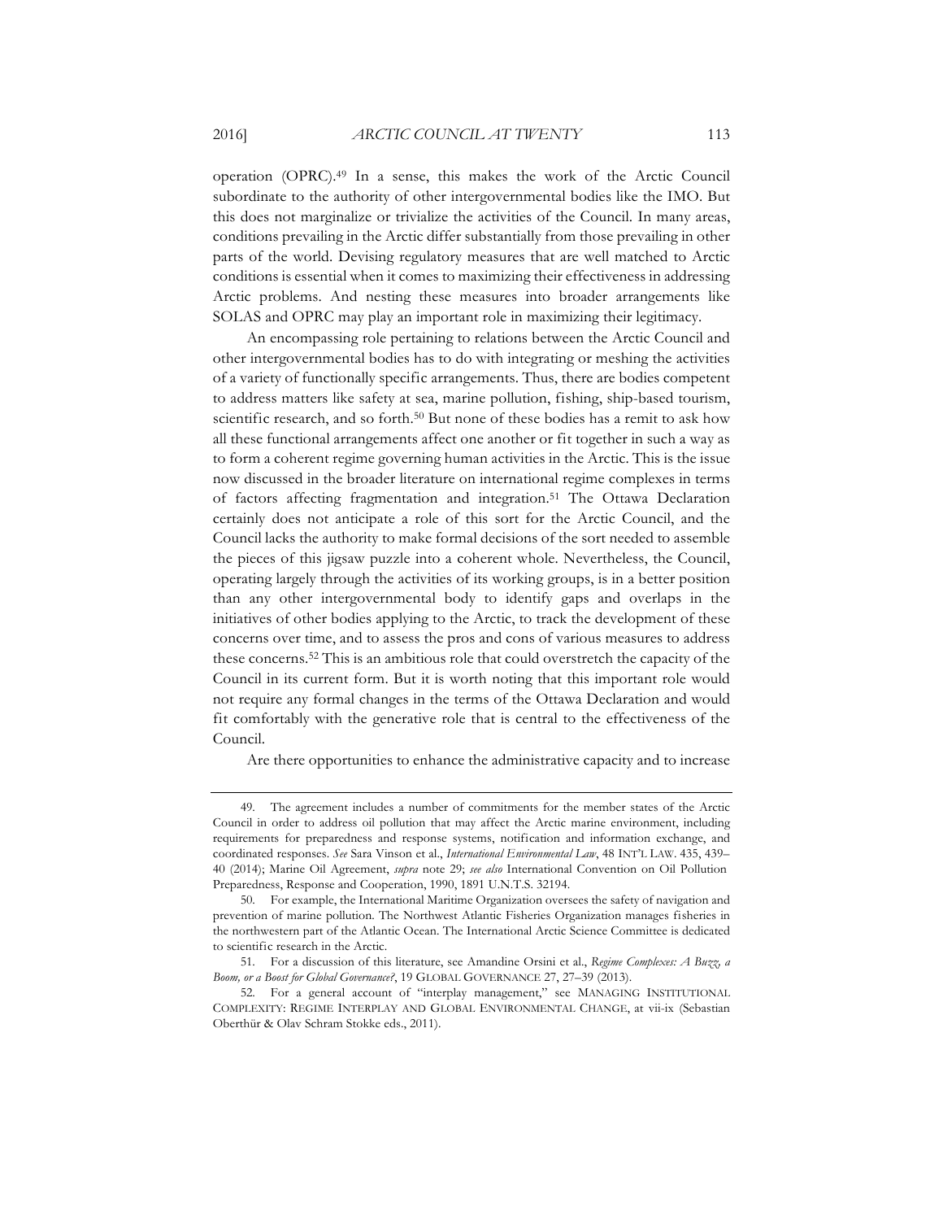operation (OPRC).[49] In a sense, this makes the work of the Arctic Council subordinate to the authority of other intergovernmental bodies like the IMO. But this does not marginalize or trivialize the activities of the Council. In many areas, conditions prevailing in the Arctic differ substantially from those prevailing in other parts of the world. Devising regulatory measures that are well matched to Arctic conditions is essential when it comes to maximizing their effectiveness in addressing Arctic problems. And nesting these measures into broader arrangements like SOLAS and OPRC may play an important role in maximizing their legitimacy.

An encompassing role pertaining to relations between the Arctic Council and other intergovernmental bodies has to do with integrating or meshing the activities of a variety of functionally specific arrangements. Thus, there are bodies competent to address matters like safety at sea, marine pollution, fishing, ship-based tourism, scientific research, and so forth.[50] But none of these bodies has a remit to ask how all these functional arrangements affect one another or fit together in such a way as to form a coherent regime governing human activities in the Arctic. This is the issue now discussed in the broader literature on international regime complexes in terms of factors affecting fragmentation and integration.[51] The Ottawa Declaration certainly does not anticipate a role of this sort for the Arctic Council, and the Council lacks the authority to make formal decisions of the sort needed to assemble the pieces of this jigsaw puzzle into a coherent whole. Nevertheless, the Council, operating largely through the activities of its working groups, is in a better position than any other intergovernmental body to identify gaps and overlaps in the initiatives of other bodies applying to the Arctic, to track the development of these concerns over time, and to assess the pros and cons of various measures to address these concerns.[52] This is an ambitious role that could overstretch the capacity of the Council in its current form. But it is worth noting that this important role would not require any formal changes in the terms of the Ottawa Declaration and would fit comfortably with the generative role that is central to the effectiveness of the Council.

Are there opportunities to enhance the administrative capacity and to increase

---

49. The agreement includes a number of commitments for the member states of the Arctic Council in order to address oil pollution that may affect the Arctic marine environment, including requirements for preparedness and response systems, notification and information exchange, and coordinated responses. *See* Sara Vinson et al., *International Environmental Law*, 48 INT'L LAW. 435, 439–40 (2014); Marine Oil Agreement, *supra* note 29; *see also* International Convention on Oil Pollution Preparedness, Response and Cooperation, 1990, 1891 U.N.T.S. 32194.

50. For example, the International Maritime Organization oversees the safety of navigation and prevention of marine pollution. The Northwest Atlantic Fisheries Organization manages fisheries in the northwestern part of the Atlantic Ocean. The International Arctic Science Committee is dedicated to scientific research in the Arctic.

51. For a discussion of this literature, see Amandine Orsini et al., *Regime Complexes: A Buzz, a Boom, or a Boost for Global Governance?*, 19 GLOBAL GOVERNANCE 27, 27–39 (2013).

52. For a general account of "interplay management," see MANAGING INSTITUTIONAL COMPLEXITY: REGIME INTERPLAY AND GLOBAL ENVIRONMENTAL CHANGE, at vii-ix (Sebastian Oberthür & Olav Schram Stokke eds., 2011).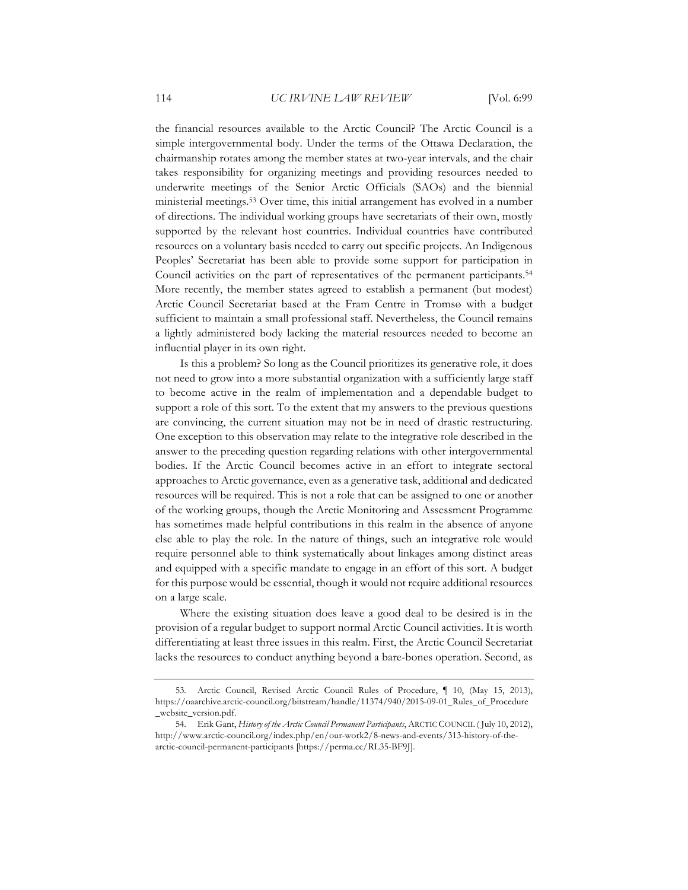the financial resources available to the Arctic Council? The Arctic Council is a simple intergovernmental body. Under the terms of the Ottawa Declaration, the chairmanship rotates among the member states at two-year intervals, and the chair takes responsibility for organizing meetings and providing resources needed to underwrite meetings of the Senior Arctic Officials (SAOs) and the biennial ministerial meetings.[53] Over time, this initial arrangement has evolved in a number of directions. The individual working groups have secretariats of their own, mostly supported by the relevant host countries. Individual countries have contributed resources on a voluntary basis needed to carry out specific projects. An Indigenous Peoples' Secretariat has been able to provide some support for participation in Council activities on the part of representatives of the permanent participants.[54] More recently, the member states agreed to establish a permanent (but modest) Arctic Council Secretariat based at the Fram Centre in Tromsø with a budget sufficient to maintain a small professional staff. Nevertheless, the Council remains a lightly administered body lacking the material resources needed to become an influential player in its own right.

Is this a problem? So long as the Council prioritizes its generative role, it does not need to grow into a more substantial organization with a sufficiently large staff to become active in the realm of implementation and a dependable budget to support a role of this sort. To the extent that my answers to the previous questions are convincing, the current situation may not be in need of drastic restructuring. One exception to this observation may relate to the integrative role described in the answer to the preceding question regarding relations with other intergovernmental bodies. If the Arctic Council becomes active in an effort to integrate sectoral approaches to Arctic governance, even as a generative task, additional and dedicated resources will be required. This is not a role that can be assigned to one or another of the working groups, though the Arctic Monitoring and Assessment Programme has sometimes made helpful contributions in this realm in the absence of anyone else able to play the role. In the nature of things, such an integrative role would require personnel able to think systematically about linkages among distinct areas and equipped with a specific mandate to engage in an effort of this sort. A budget for this purpose would be essential, though it would not require additional resources on a large scale.

Where the existing situation does leave a good deal to be desired is in the provision of a regular budget to support normal Arctic Council activities. It is worth differentiating at least three issues in this realm. First, the Arctic Council Secretariat lacks the resources to conduct anything beyond a bare-bones operation. Second, as

---

53. Arctic Council, Revised Arctic Council Rules of Procedure, ¶ 10, (May 15, 2013), https://oaarchive.arctic-council.org/bitstream/handle/11374/940/2015-09-01_Rules_of_Procedure_website_version.pdf.

54. Erik Gant, *History of the Arctic Council Permanent Participants*, ARCTIC COUNCIL (July 10, 2012), http://www.arctic-council.org/index.php/en/our-work2/8-news-and-events/313-history-of-the-arctic-council-permanent-participants [https://perma.cc/RL35-BF9J].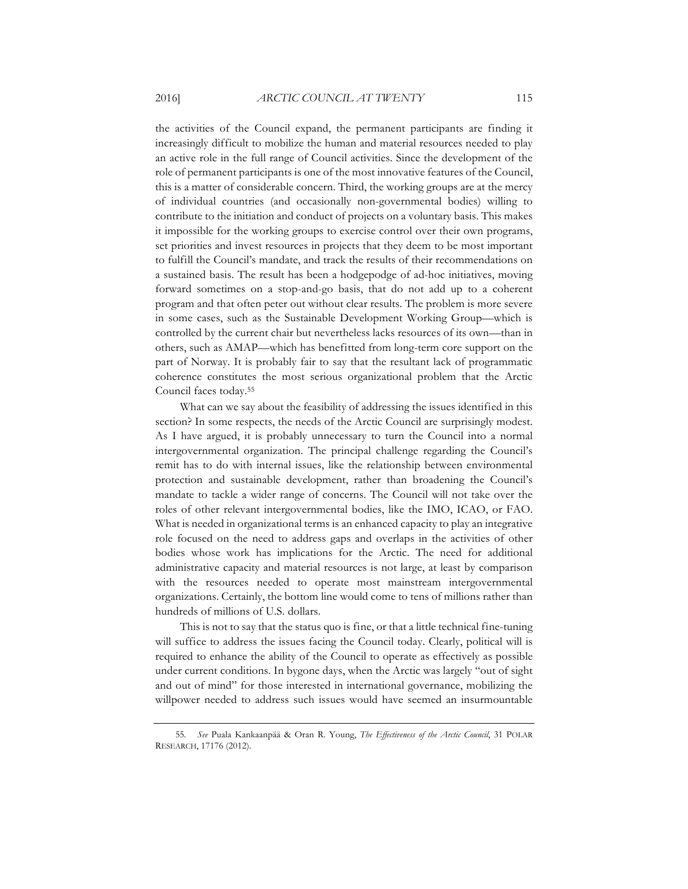the activities of the Council expand, the permanent participants are finding it increasingly difficult to mobilize the human and material resources needed to play an active role in the full range of Council activities. Since the development of the role of permanent participants is one of the most innovative features of the Council, this is a matter of considerable concern. Third, the working groups are at the mercy of individual countries (and occasionally non-governmental bodies) willing to contribute to the initiation and conduct of projects on a voluntary basis. This makes it impossible for the working groups to exercise control over their own programs, set priorities and invest resources in projects that they deem to be most important to fulfill the Council's mandate, and track the results of their recommendations on a sustained basis. The result has been a hodgepodge of ad-hoc initiatives, moving forward sometimes on a stop-and-go basis, that do not add up to a coherent program and that often peter out without clear results. The problem is more severe in some cases, such as the Sustainable Development Working Group—which is controlled by the current chair but nevertheless lacks resources of its own—than in others, such as AMAP—which has benefitted from long-term core support on the part of Norway. It is probably fair to say that the resultant lack of programmatic coherence constitutes the most serious organizational problem that the Arctic Council faces today.[55]

What can we say about the feasibility of addressing the issues identified in this section? In some respects, the needs of the Arctic Council are surprisingly modest. As I have argued, it is probably unnecessary to turn the Council into a normal intergovernmental organization. The principal challenge regarding the Council's remit has to do with internal issues, like the relationship between environmental protection and sustainable development, rather than broadening the Council's mandate to tackle a wider range of concerns. The Council will not take over the roles of other relevant intergovernmental bodies, like the IMO, ICAO, or FAO. What is needed in organizational terms is an enhanced capacity to play an integrative role focused on the need to address gaps and overlaps in the activities of other bodies whose work has implications for the Arctic. The need for additional administrative capacity and material resources is not large, at least by comparison with the resources needed to operate most mainstream intergovernmental organizations. Certainly, the bottom line would come to tens of millions rather than hundreds of millions of U.S. dollars.

This is not to say that the status quo is fine, or that a little technical fine-tuning will suffice to address the issues facing the Council today. Clearly, political will is required to enhance the ability of the Council to operate as effectively as possible under current conditions. In bygone days, when the Arctic was largely "out of sight and out of mind" for those interested in international governance, mobilizing the willpower needed to address such issues would have seemed an insurmountable

---

55. *See* Puala Kankaanpää & Oran R. Young, *The Effectiveness of the Arctic Council*, 31 POLAR RESEARCH, 17176 (2012).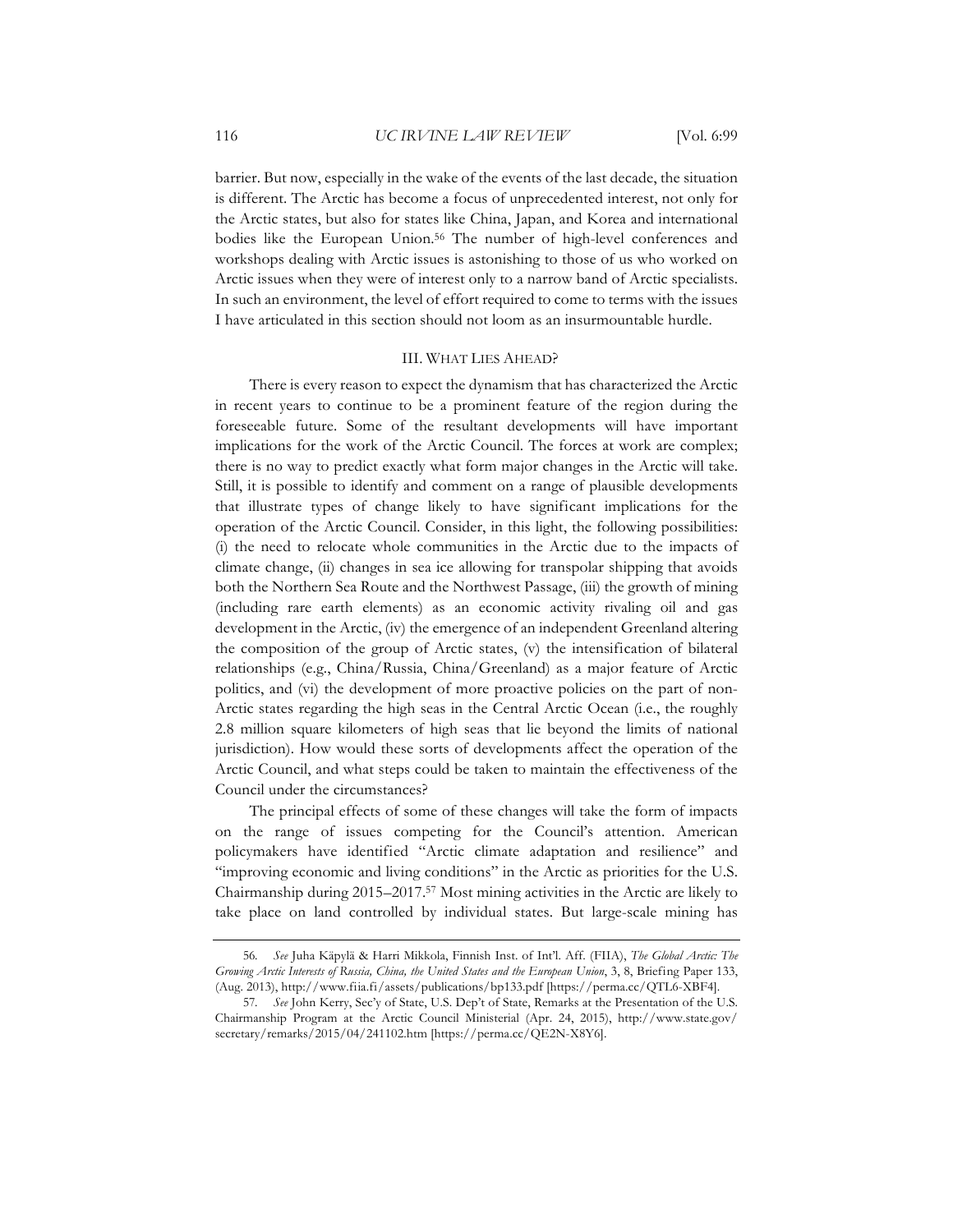barrier. But now, especially in the wake of the events of the last decade, the situation is different. The Arctic has become a focus of unprecedented interest, not only for the Arctic states, but also for states like China, Japan, and Korea and international bodies like the European Union.[56] The number of high-level conferences and workshops dealing with Arctic issues is astonishing to those of us who worked on Arctic issues when they were of interest only to a narrow band of Arctic specialists. In such an environment, the level of effort required to come to terms with the issues I have articulated in this section should not loom as an insurmountable hurdle.

## III. WHAT LIES AHEAD?

There is every reason to expect the dynamism that has characterized the Arctic in recent years to continue to be a prominent feature of the region during the foreseeable future. Some of the resultant developments will have important implications for the work of the Arctic Council. The forces at work are complex; there is no way to predict exactly what form major changes in the Arctic will take. Still, it is possible to identify and comment on a range of plausible developments that illustrate types of change likely to have significant implications for the operation of the Arctic Council. Consider, in this light, the following possibilities: (i) the need to relocate whole communities in the Arctic due to the impacts of climate change, (ii) changes in sea ice allowing for transpolar shipping that avoids both the Northern Sea Route and the Northwest Passage, (iii) the growth of mining (including rare earth elements) as an economic activity rivaling oil and gas development in the Arctic, (iv) the emergence of an independent Greenland altering the composition of the group of Arctic states, (v) the intensification of bilateral relationships (e.g., China/Russia, China/Greenland) as a major feature of Arctic politics, and (vi) the development of more proactive policies on the part of non-Arctic states regarding the high seas in the Central Arctic Ocean (i.e., the roughly 2.8 million square kilometers of high seas that lie beyond the limits of national jurisdiction). How would these sorts of developments affect the operation of the Arctic Council, and what steps could be taken to maintain the effectiveness of the Council under the circumstances?

The principal effects of some of these changes will take the form of impacts on the range of issues competing for the Council's attention. American policymakers have identified "Arctic climate adaptation and resilience" and "improving economic and living conditions" in the Arctic as priorities for the U.S. Chairmanship during 2015–2017.[57] Most mining activities in the Arctic are likely to take place on land controlled by individual states. But large-scale mining has

---

56. *See* Juha Käpylä & Harri Mikkola, Finnish Inst. of Int'l. Aff. (FIIA), *The Global Arctic: The Growing Arctic Interests of Russia, China, the United States and the European Union*, 3, 8, Briefing Paper 133, (Aug. 2013), http://www.fiia.fi/assets/publications/bp133.pdf [https://perma.cc/QTL6-XBF4].

57. *See* John Kerry, Sec'y of State, U.S. Dep't of State, Remarks at the Presentation of the U.S. Chairmanship Program at the Arctic Council Ministerial (Apr. 24, 2015), http://www.state.gov/secretary/remarks/2015/04/241102.htm [https://perma.cc/QE2N-X8Y6].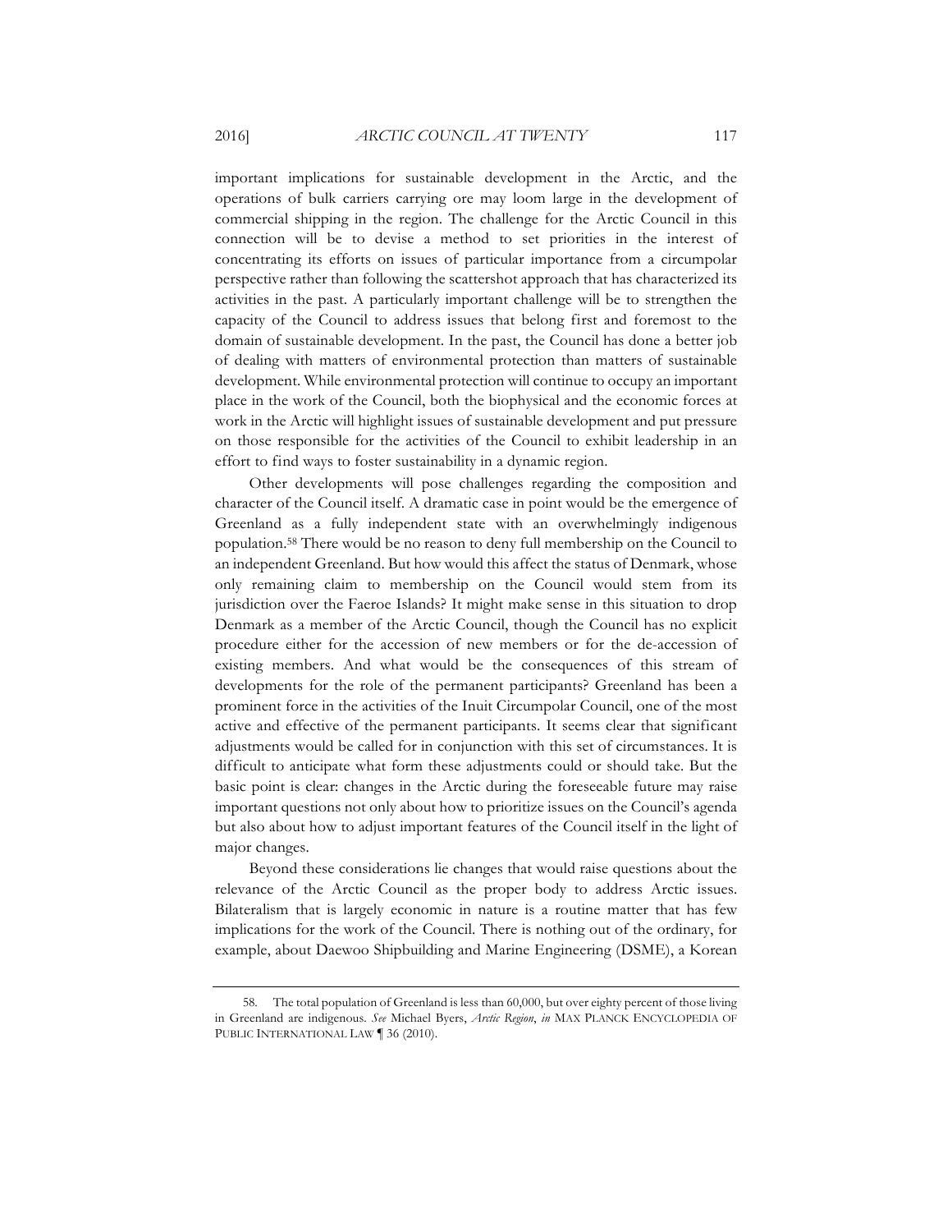important implications for sustainable development in the Arctic, and the operations of bulk carriers carrying ore may loom large in the development of commercial shipping in the region. The challenge for the Arctic Council in this connection will be to devise a method to set priorities in the interest of concentrating its efforts on issues of particular importance from a circumpolar perspective rather than following the scattershot approach that has characterized its activities in the past. A particularly important challenge will be to strengthen the capacity of the Council to address issues that belong first and foremost to the domain of sustainable development. In the past, the Council has done a better job of dealing with matters of environmental protection than matters of sustainable development. While environmental protection will continue to occupy an important place in the work of the Council, both the biophysical and the economic forces at work in the Arctic will highlight issues of sustainable development and put pressure on those responsible for the activities of the Council to exhibit leadership in an effort to find ways to foster sustainability in a dynamic region.

Other developments will pose challenges regarding the composition and character of the Council itself. A dramatic case in point would be the emergence of Greenland as a fully independent state with an overwhelmingly indigenous population.[58] There would be no reason to deny full membership on the Council to an independent Greenland. But how would this affect the status of Denmark, whose only remaining claim to membership on the Council would stem from its jurisdiction over the Faeroe Islands? It might make sense in this situation to drop Denmark as a member of the Arctic Council, though the Council has no explicit procedure either for the accession of new members or for the de-accession of existing members. And what would be the consequences of this stream of developments for the role of the permanent participants? Greenland has been a prominent force in the activities of the Inuit Circumpolar Council, one of the most active and effective of the permanent participants. It seems clear that significant adjustments would be called for in conjunction with this set of circumstances. It is difficult to anticipate what form these adjustments could or should take. But the basic point is clear: changes in the Arctic during the foreseeable future may raise important questions not only about how to prioritize issues on the Council's agenda but also about how to adjust important features of the Council itself in the light of major changes.

Beyond these considerations lie changes that would raise questions about the relevance of the Arctic Council as the proper body to address Arctic issues. Bilateralism that is largely economic in nature is a routine matter that has few implications for the work of the Council. There is nothing out of the ordinary, for example, about Daewoo Shipbuilding and Marine Engineering (DSME), a Korean

---

58. The total population of Greenland is less than 60,000, but over eighty percent of those living in Greenland are indigenous. *See* Michael Byers, *Arctic Region*, *in* MAX PLANCK ENCYCLOPEDIA OF PUBLIC INTERNATIONAL LAW ¶ 36 (2010).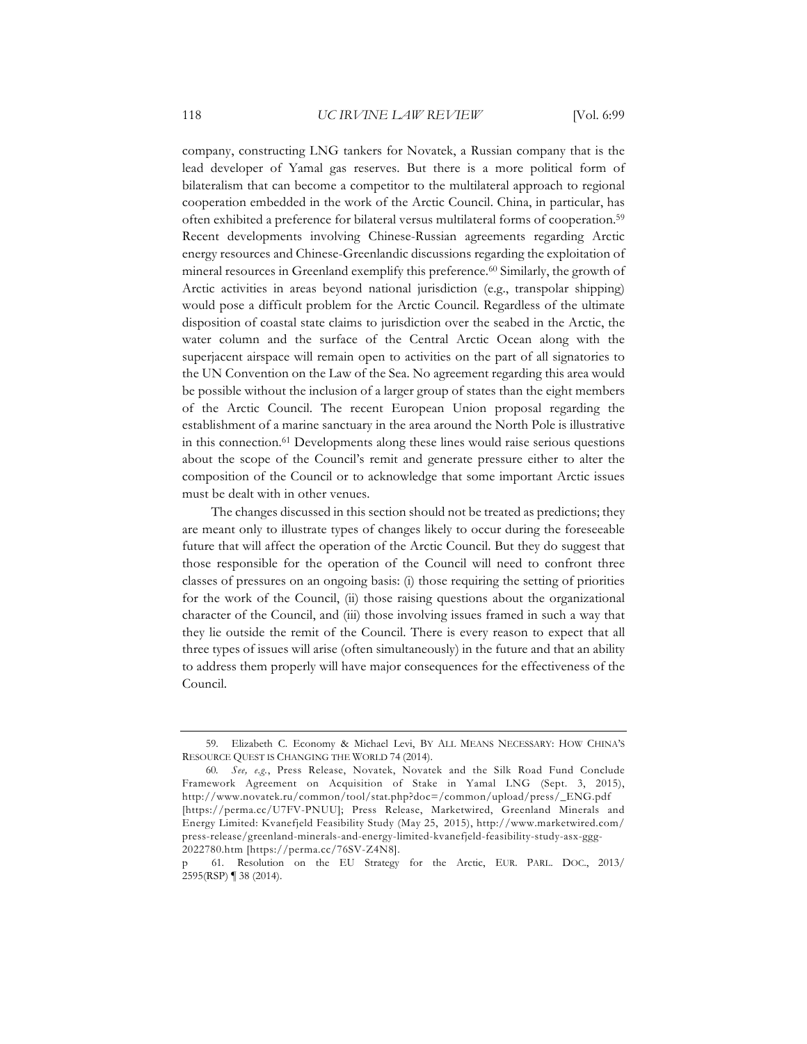company, constructing LNG tankers for Novatek, a Russian company that is the lead developer of Yamal gas reserves. But there is a more political form of bilateralism that can become a competitor to the multilateral approach to regional cooperation embedded in the work of the Arctic Council. China, in particular, has often exhibited a preference for bilateral versus multilateral forms of cooperation.[59] Recent developments involving Chinese-Russian agreements regarding Arctic energy resources and Chinese-Greenlandic discussions regarding the exploitation of mineral resources in Greenland exemplify this preference.[60] Similarly, the growth of Arctic activities in areas beyond national jurisdiction (e.g., transpolar shipping) would pose a difficult problem for the Arctic Council. Regardless of the ultimate disposition of coastal state claims to jurisdiction over the seabed in the Arctic, the water column and the surface of the Central Arctic Ocean along with the superjacent airspace will remain open to activities on the part of all signatories to the UN Convention on the Law of the Sea. No agreement regarding this area would be possible without the inclusion of a larger group of states than the eight members of the Arctic Council. The recent European Union proposal regarding the establishment of a marine sanctuary in the area around the North Pole is illustrative in this connection.[61] Developments along these lines would raise serious questions about the scope of the Council's remit and generate pressure either to alter the composition of the Council or to acknowledge that some important Arctic issues must be dealt with in other venues.

The changes discussed in this section should not be treated as predictions; they are meant only to illustrate types of changes likely to occur during the foreseeable future that will affect the operation of the Arctic Council. But they do suggest that those responsible for the operation of the Council will need to confront three classes of pressures on an ongoing basis: (i) those requiring the setting of priorities for the work of the Council, (ii) those raising questions about the organizational character of the Council, and (iii) those involving issues framed in such a way that they lie outside the remit of the Council. There is every reason to expect that all three types of issues will arise (often simultaneously) in the future and that an ability to address them properly will have major consequences for the effectiveness of the Council.

---

59. Elizabeth C. Economy & Michael Levi, BY ALL MEANS NECESSARY: HOW CHINA'S RESOURCE QUEST IS CHANGING THE WORLD 74 (2014).

60. *See, e.g.*, Press Release, Novatek, Novatek and the Silk Road Fund Conclude Framework Agreement on Acquisition of Stake in Yamal LNG (Sept. 3, 2015), http://www.novatek.ru/common/tool/stat.php?doc=/common/upload/press/_ENG.pdf [https://perma.cc/U7FV-PNUU]; Press Release, Marketwired, Greenland Minerals and Energy Limited: Kvanefjeld Feasibility Study (May 25, 2015), http://www.marketwired.com/press-release/greenland-minerals-and-energy-limited-kvanefjeld-feasibility-study-asx-ggg-2022780.htm [https://perma.cc/76SV-Z4N8].

61. Resolution on the EU Strategy for the Arctic, EUR. PARL. DOC., 2013/2595(RSP) ¶ 38 (2014).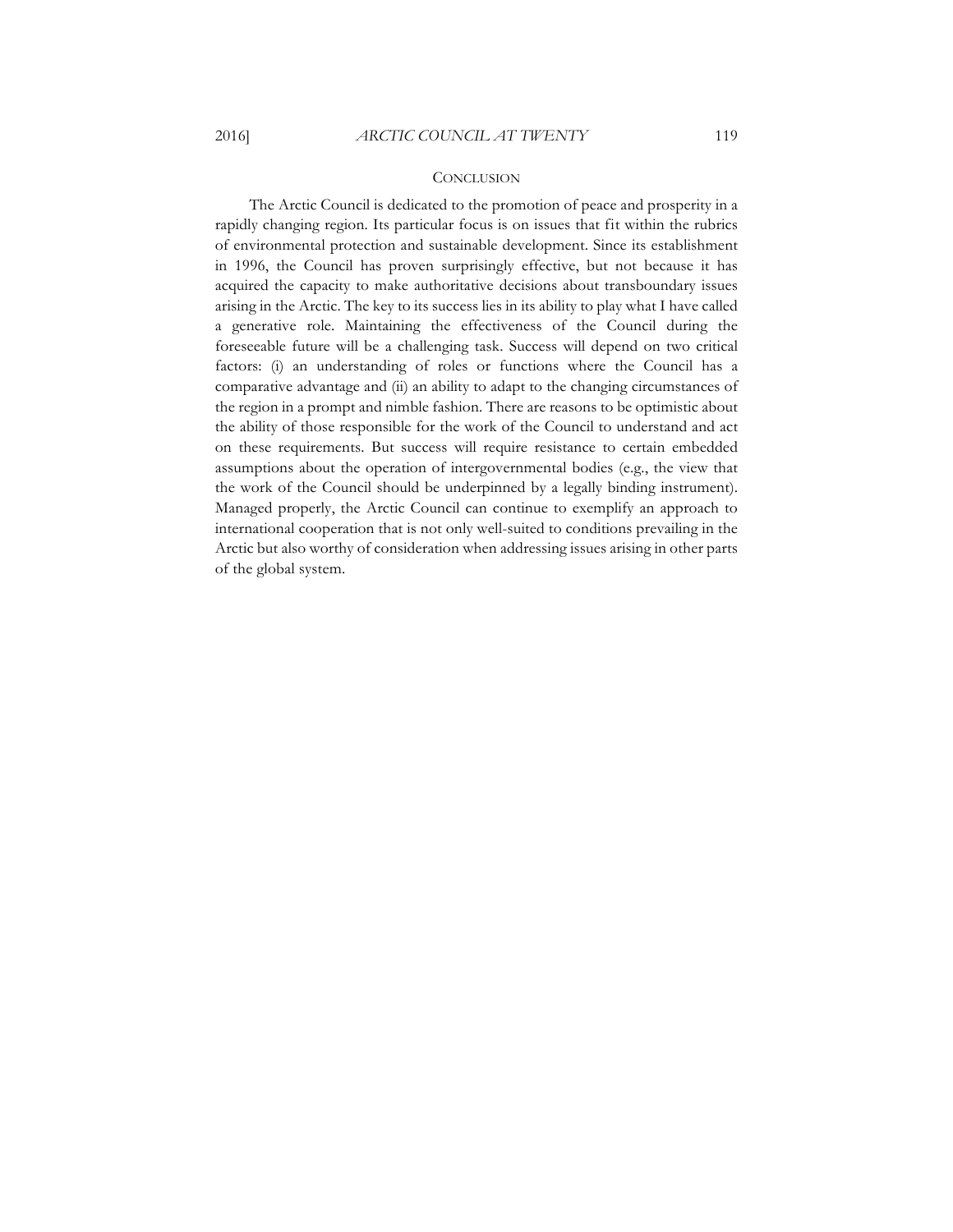## Conclusion

The Arctic Council is dedicated to the promotion of peace and prosperity in a rapidly changing region. Its particular focus is on issues that fit within the rubrics of environmental protection and sustainable development. Since its establishment in 1996, the Council has proven surprisingly effective, but not because it has acquired the capacity to make authoritative decisions about transboundary issues arising in the Arctic. The key to its success lies in its ability to play what I have called a generative role. Maintaining the effectiveness of the Council during the foreseeable future will be a challenging task. Success will depend on two critical factors: (i) an understanding of roles or functions where the Council has a comparative advantage and (ii) an ability to adapt to the changing circumstances of the region in a prompt and nimble fashion. There are reasons to be optimistic about the ability of those responsible for the work of the Council to understand and act on these requirements. But success will require resistance to certain embedded assumptions about the operation of intergovernmental bodies (e.g., the view that the work of the Council should be underpinned by a legally binding instrument). Managed properly, the Arctic Council can continue to exemplify an approach to international cooperation that is not only well-suited to conditions prevailing in the Arctic but also worthy of consideration when addressing issues arising in other parts of the global system.